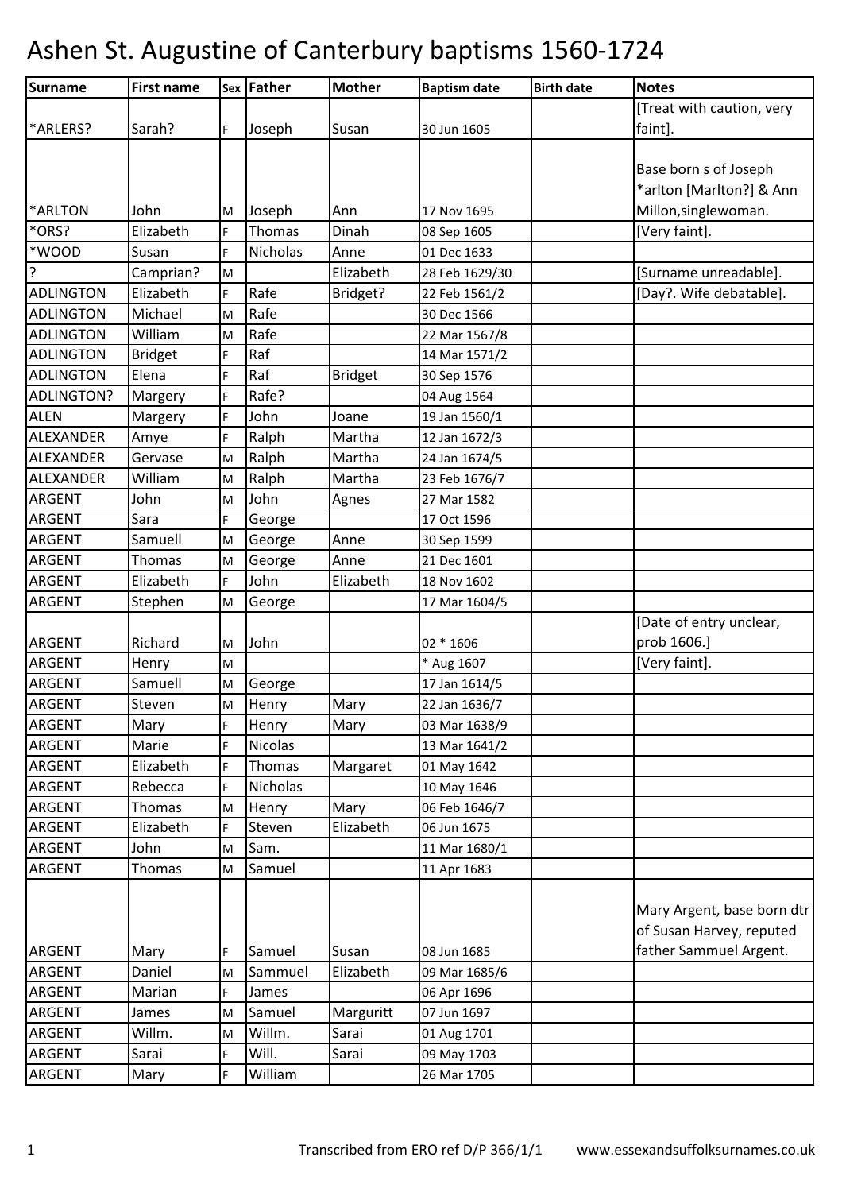# Ashen St. Augustine of Canterbury baptisms 1560-1724

| Surname | First name | Sex | Father | Mother | Baptism date | Birth date | Notes |
|---|---|---|---|---|---|---|---|
| *ARLERS? | Sarah? | F | Joseph | Susan | 30 Jun 1605 | | [Treat with caution, very faint]. |
| *ARLTON | John | M | Joseph | Ann | 17 Nov 1695 | | Base born s of Joseph *arlton [Marlton?] & Ann Millon,singlewoman. |
| *ORS? | Elizabeth | F | Thomas | Dinah | 08 Sep 1605 | | [Very faint]. |
| *WOOD | Susan | F | Nicholas | Anne | 01 Dec 1633 | | |
| ? | Camprian? | M | | Elizabeth | 28 Feb 1629/30 | | [Surname unreadable]. |
| ADLINGTON | Elizabeth | F | Rafe | Bridget? | 22 Feb 1561/2 | | [Day?. Wife debatable]. |
| ADLINGTON | Michael | M | Rafe | | 30 Dec 1566 | | |
| ADLINGTON | William | M | Rafe | | 22 Mar 1567/8 | | |
| ADLINGTON | Bridget | F | Raf | | 14 Mar 1571/2 | | |
| ADLINGTON | Elena | F | Raf | Bridget | 30 Sep 1576 | | |
| ADLINGTON? | Margery | F | Rafe? | | 04 Aug 1564 | | |
| ALEN | Margery | F | John | Joane | 19 Jan 1560/1 | | |
| ALEXANDER | Amye | F | Ralph | Martha | 12 Jan 1672/3 | | |
| ALEXANDER | Gervase | M | Ralph | Martha | 24 Jan 1674/5 | | |
| ALEXANDER | William | M | Ralph | Martha | 23 Feb 1676/7 | | |
| ARGENT | John | M | John | Agnes | 27 Mar 1582 | | |
| ARGENT | Sara | F | George | | 17 Oct 1596 | | |
| ARGENT | Samuell | M | George | Anne | 30 Sep 1599 | | |
| ARGENT | Thomas | M | George | Anne | 21 Dec 1601 | | |
| ARGENT | Elizabeth | F | John | Elizabeth | 18 Nov 1602 | | |
| ARGENT | Stephen | M | George | | 17 Mar 1604/5 | | |
| ARGENT | Richard | M | John | | 02 * 1606 | | [Date of entry unclear, prob 1606.] |
| ARGENT | Henry | M | | | * Aug 1607 | | [Very faint]. |
| ARGENT | Samuell | M | George | | 17 Jan 1614/5 | | |
| ARGENT | Steven | M | Henry | Mary | 22 Jan 1636/7 | | |
| ARGENT | Mary | F | Henry | Mary | 03 Mar 1638/9 | | |
| ARGENT | Marie | F | Nicolas | | 13 Mar 1641/2 | | |
| ARGENT | Elizabeth | F | Thomas | Margaret | 01 May 1642 | | |
| ARGENT | Rebecca | F | Nicholas | | 10 May 1646 | | |
| ARGENT | Thomas | M | Henry | Mary | 06 Feb 1646/7 | | |
| ARGENT | Elizabeth | F | Steven | Elizabeth | 06 Jun 1675 | | |
| ARGENT | John | M | Sam. | | 11 Mar 1680/1 | | |
| ARGENT | Thomas | M | Samuel | | 11 Apr 1683 | | |
| ARGENT | Mary | F | Samuel | Susan | 08 Jun 1685 | | Mary Argent, base born dtr of Susan Harvey, reputed father Sammuel Argent. |
| ARGENT | Daniel | M | Sammuel | Elizabeth | 09 Mar 1685/6 | | |
| ARGENT | Marian | F | James | | 06 Apr 1696 | | |
| ARGENT | James | M | Samuel | Marguritt | 07 Jun 1697 | | |
| ARGENT | Willm. | M | Willm. | Sarai | 01 Aug 1701 | | |
| ARGENT | Sarai | F | Will. | Sarai | 09 May 1703 | | |
| ARGENT | Mary | F | William | | 26 Mar 1705 | | |

Transcribed from ERO ref D/P 366/1/1 www.essexandsuffolksurnames.co.uk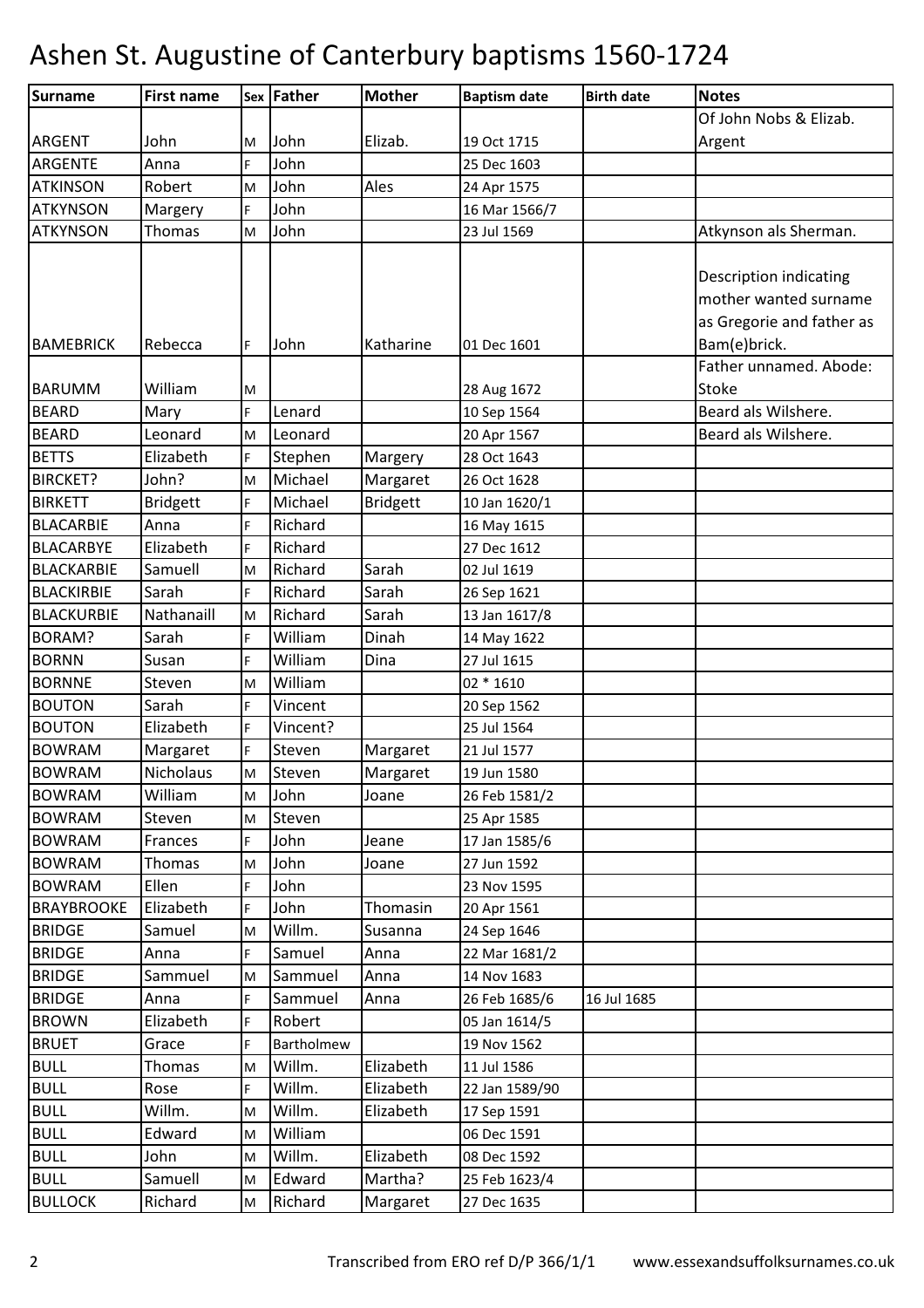# Ashen St. Augustine of Canterbury baptisms 1560-1724

| Surname | First name | Sex | Father | Mother | Baptism date | Birth date | Notes |
|---|---|---|---|---|---|---|---|
| ARGENT | John | M | John | Elizab. | 19 Oct 1715 | | Of John Nobs & Elizab. Argent |
| ARGENTE | Anna | F | John | | 25 Dec 1603 | | |
| ATKINSON | Robert | M | John | Ales | 24 Apr 1575 | | |
| ATKYNSON | Margery | F | John | | 16 Mar 1566/7 | | |
| ATKYNSON | Thomas | M | John | | 23 Jul 1569 | | Atkynson als Sherman. |
| BAMEBRICK | Rebecca | F | John | Katharine | 01 Dec 1601 | | Description indicating mother wanted surname as Gregorie and father as Bam(e)brick. |
| BARUMM | William | M | | | 28 Aug 1672 | | Father unnamed. Abode: Stoke |
| BEARD | Mary | F | Lenard | | 10 Sep 1564 | | Beard als Wilshere. |
| BEARD | Leonard | M | Leonard | | 20 Apr 1567 | | Beard als Wilshere. |
| BETTS | Elizabeth | F | Stephen | Margery | 28 Oct 1643 | | |
| BIRCKET? | John? | M | Michael | Margaret | 26 Oct 1628 | | |
| BIRKETT | Bridgett | F | Michael | Bridgett | 10 Jan 1620/1 | | |
| BLACARBIE | Anna | F | Richard | | 16 May 1615 | | |
| BLACARBYE | Elizabeth | F | Richard | | 27 Dec 1612 | | |
| BLACKARBIE | Samuell | M | Richard | Sarah | 02 Jul 1619 | | |
| BLACKIRBIE | Sarah | F | Richard | Sarah | 26 Sep 1621 | | |
| BLACKURBIE | Nathanaill | M | Richard | Sarah | 13 Jan 1617/8 | | |
| BORAM? | Sarah | F | William | Dinah | 14 May 1622 | | |
| BORNN | Susan | F | William | Dina | 27 Jul 1615 | | |
| BORNNE | Steven | M | William | | 02 * 1610 | | |
| BOUTON | Sarah | F | Vincent | | 20 Sep 1562 | | |
| BOUTON | Elizabeth | F | Vincent? | | 25 Jul 1564 | | |
| BOWRAM | Margaret | F | Steven | Margaret | 21 Jul 1577 | | |
| BOWRAM | Nicholaus | M | Steven | Margaret | 19 Jun 1580 | | |
| BOWRAM | William | M | John | Joane | 26 Feb 1581/2 | | |
| BOWRAM | Steven | M | Steven | | 25 Apr 1585 | | |
| BOWRAM | Frances | F | John | Jeane | 17 Jan 1585/6 | | |
| BOWRAM | Thomas | M | John | Joane | 27 Jun 1592 | | |
| BOWRAM | Ellen | F | John | | 23 Nov 1595 | | |
| BRAYBROOKE | Elizabeth | F | John | Thomasin | 20 Apr 1561 | | |
| BRIDGE | Samuel | M | Willm. | Susanna | 24 Sep 1646 | | |
| BRIDGE | Anna | F | Samuel | Anna | 22 Mar 1681/2 | | |
| BRIDGE | Sammuel | M | Sammuel | Anna | 14 Nov 1683 | | |
| BRIDGE | Anna | F | Sammuel | Anna | 26 Feb 1685/6 | 16 Jul 1685 | |
| BROWN | Elizabeth | F | Robert | | 05 Jan 1614/5 | | |
| BRUET | Grace | F | Bartholmew | | 19 Nov 1562 | | |
| BULL | Thomas | M | Willm. | Elizabeth | 11 Jul 1586 | | |
| BULL | Rose | F | Willm. | Elizabeth | 22 Jan 1589/90 | | |
| BULL | Willm. | M | Willm. | Elizabeth | 17 Sep 1591 | | |
| BULL | Edward | M | William | | 06 Dec 1591 | | |
| BULL | John | M | Willm. | Elizabeth | 08 Dec 1592 | | |
| BULL | Samuell | M | Edward | Martha? | 25 Feb 1623/4 | | |
| BULLOCK | Richard | M | Richard | Margaret | 27 Dec 1635 | | |

Transcribed from ERO ref D/P 366/1/1 www.essexandsuffolksurnames.co.uk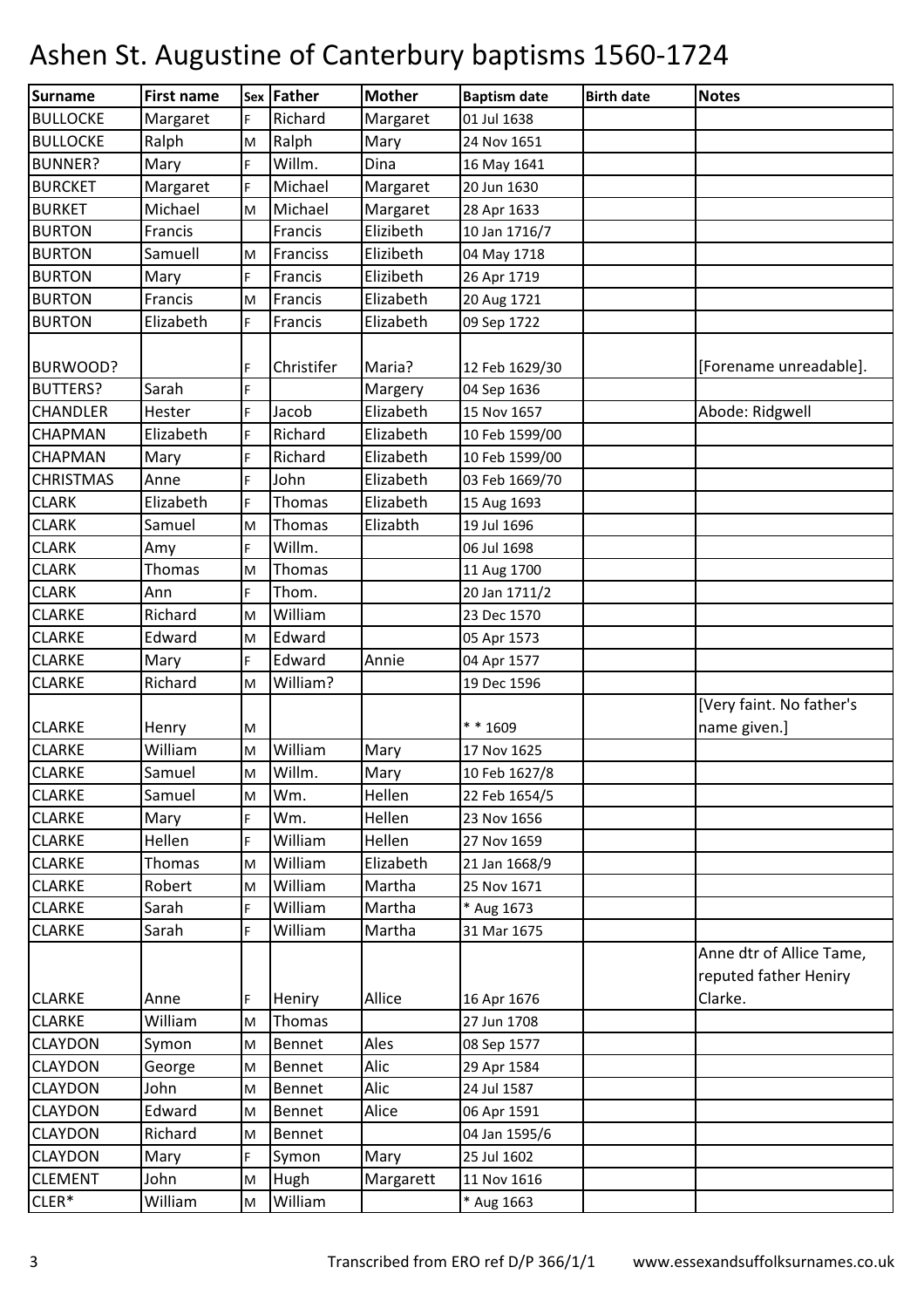# Ashen St. Augustine of Canterbury baptisms 1560-1724

| Surname | First name | Sex | Father | Mother | Baptism date | Birth date | Notes |
|---|---|---|---|---|---|---|---|
| BULLOCKE | Margaret | F | Richard | Margaret | 01 Jul 1638 | | |
| BULLOCKE | Ralph | M | Ralph | Mary | 24 Nov 1651 | | |
| BUNNER? | Mary | F | Willm. | Dina | 16 May 1641 | | |
| BURCKET | Margaret | F | Michael | Margaret | 20 Jun 1630 | | |
| BURKET | Michael | M | Michael | Margaret | 28 Apr 1633 | | |
| BURTON | Francis | | Francis | Elizibeth | 10 Jan 1716/7 | | |
| BURTON | Samuell | M | Franciss | Elizibeth | 04 May 1718 | | |
| BURTON | Mary | F | Francis | Elizibeth | 26 Apr 1719 | | |
| BURTON | Francis | M | Francis | Elizabeth | 20 Aug 1721 | | |
| BURTON | Elizabeth | F | Francis | Elizabeth | 09 Sep 1722 | | |
| BURWOOD? | | F | Christifer | Maria? | 12 Feb 1629/30 | | [Forename unreadable]. |
| BUTTERS? | Sarah | F | | Margery | 04 Sep 1636 | | |
| CHANDLER | Hester | F | Jacob | Elizabeth | 15 Nov 1657 | | Abode: Ridgwell |
| CHAPMAN | Elizabeth | F | Richard | Elizabeth | 10 Feb 1599/00 | | |
| CHAPMAN | Mary | F | Richard | Elizabeth | 10 Feb 1599/00 | | |
| CHRISTMAS | Anne | F | John | Elizabeth | 03 Feb 1669/70 | | |
| CLARK | Elizabeth | F | Thomas | Elizabeth | 15 Aug 1693 | | |
| CLARK | Samuel | M | Thomas | Elizabth | 19 Jul 1696 | | |
| CLARK | Amy | F | Willm. | | 06 Jul 1698 | | |
| CLARK | Thomas | M | Thomas | | 11 Aug 1700 | | |
| CLARK | Ann | F | Thom. | | 20 Jan 1711/2 | | |
| CLARKE | Richard | M | William | | 23 Dec 1570 | | |
| CLARKE | Edward | M | Edward | | 05 Apr 1573 | | |
| CLARKE | Mary | F | Edward | Annie | 04 Apr 1577 | | |
| CLARKE | Richard | M | William? | | 19 Dec 1596 | | |
| CLARKE | Henry | M | | | * * 1609 | | [Very faint. No father's name given.] |
| CLARKE | William | M | William | Mary | 17 Nov 1625 | | |
| CLARKE | Samuel | M | Willm. | Mary | 10 Feb 1627/8 | | |
| CLARKE | Samuel | M | Wm. | Hellen | 22 Feb 1654/5 | | |
| CLARKE | Mary | F | Wm. | Hellen | 23 Nov 1656 | | |
| CLARKE | Hellen | F | William | Hellen | 27 Nov 1659 | | |
| CLARKE | Thomas | M | William | Elizabeth | 21 Jan 1668/9 | | |
| CLARKE | Robert | M | William | Martha | 25 Nov 1671 | | |
| CLARKE | Sarah | F | William | Martha | * Aug 1673 | | |
| CLARKE | Sarah | F | William | Martha | 31 Mar 1675 | | |
| CLARKE | Anne | F | Heniry | Allice | 16 Apr 1676 | | Anne dtr of Alice Tame, reputed father Heniry Clarke. |
| CLARKE | William | M | Thomas | | 27 Jun 1708 | | |
| CLAYDON | Symon | M | Bennet | Ales | 08 Sep 1577 | | |
| CLAYDON | George | M | Bennet | Alic | 29 Apr 1584 | | |
| CLAYDON | John | M | Bennet | Alic | 24 Jul 1587 | | |
| CLAYDON | Edward | M | Bennet | Alice | 06 Apr 1591 | | |
| CLAYDON | Richard | M | Bennet | | 04 Jan 1595/6 | | |
| CLAYDON | Mary | F | Symon | Mary | 25 Jul 1602 | | |
| CLEMENT | John | M | Hugh | Margarett | 11 Nov 1616 | | |
| CLER* | William | M | William | | * Aug 1663 | | |

Transcribed from ERO ref D/P 366/1/1 www.essexandsuffolksurnames.co.uk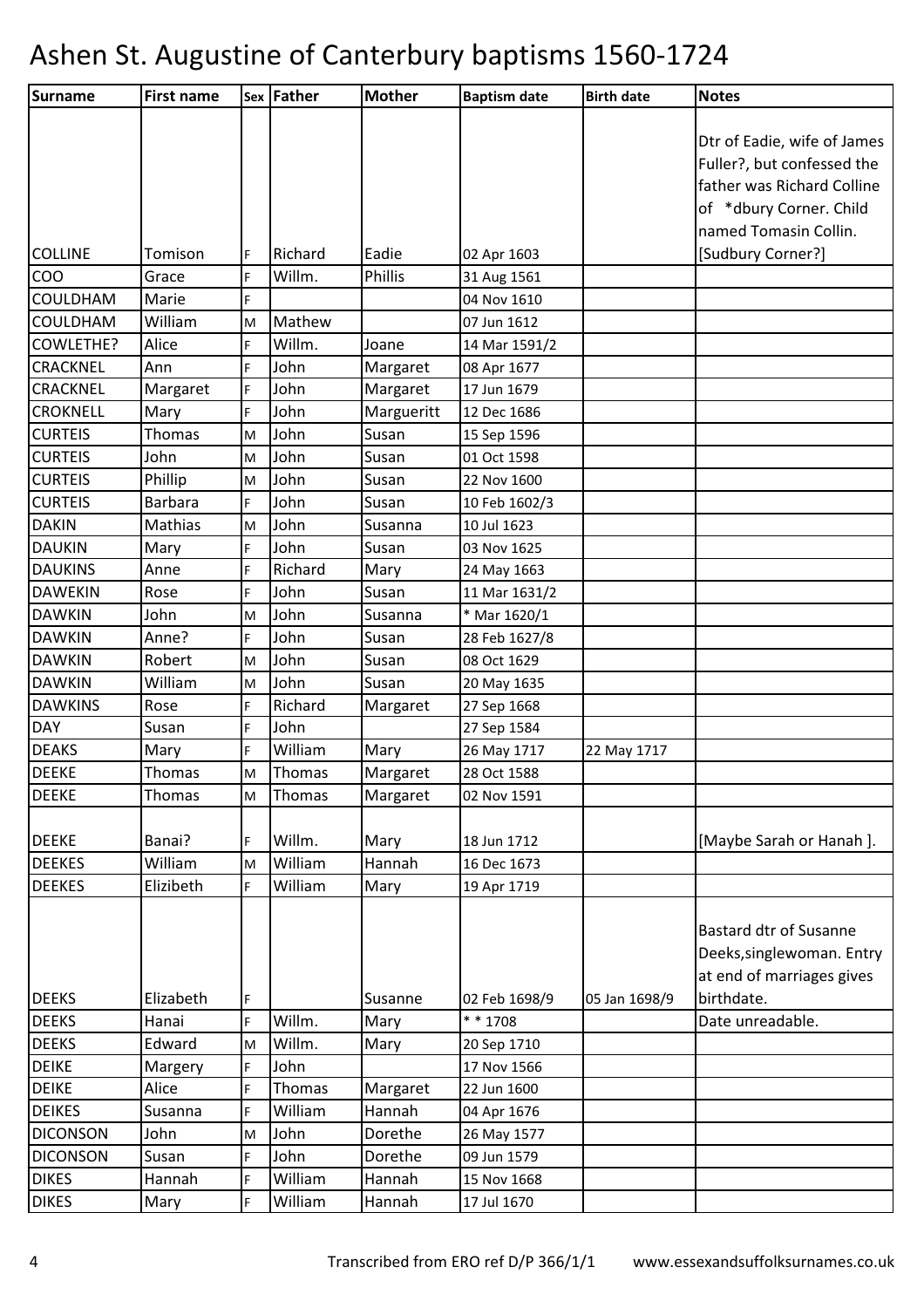# Ashen St. Augustine of Canterbury baptisms 1560-1724

| Surname | First name | Sex | Father | Mother | Baptism date | Birth date | Notes |
|---|---|---|---|---|---|---|---|
| COLLINE | Tomison | F | Richard | Eadie | 02 Apr 1603 | | Dtr of Eadie, wife of James Fuller?, but confessed the father was Richard Colline of *dbury Corner. Child named Tomasin Collin. [Sudbury Corner?] |
| COO | Grace | F | Willm. | Phillis | 31 Aug 1561 | | |
| COULDHAM | Marie | F | | | 04 Nov 1610 | | |
| COULDHAM | William | M | Mathew | | 07 Jun 1612 | | |
| COWLETHE? | Alice | F | Willm. | Joane | 14 Mar 1591/2 | | |
| CRACKNEL | Ann | F | John | Margaret | 08 Apr 1677 | | |
| CRACKNEL | Margaret | F | John | Margaret | 17 Jun 1679 | | |
| CROKNELL | Mary | F | John | Margueritt | 12 Dec 1686 | | |
| CURTEIS | Thomas | M | John | Susan | 15 Sep 1596 | | |
| CURTEIS | John | M | John | Susan | 01 Oct 1598 | | |
| CURTEIS | Phillip | M | John | Susan | 22 Nov 1600 | | |
| CURTEIS | Barbara | F | John | Susan | 10 Feb 1602/3 | | |
| DAKIN | Mathias | M | John | Susanna | 10 Jul 1623 | | |
| DAUKIN | Mary | F | John | Susan | 03 Nov 1625 | | |
| DAUKINS | Anne | F | Richard | Mary | 24 May 1663 | | |
| DAWEKIN | Rose | F | John | Susan | 11 Mar 1631/2 | | |
| DAWKIN | John | M | John | Susanna | * Mar 1620/1 | | |
| DAWKIN | Anne? | F | John | Susan | 28 Feb 1627/8 | | |
| DAWKIN | Robert | M | John | Susan | 08 Oct 1629 | | |
| DAWKIN | William | M | John | Susan | 20 May 1635 | | |
| DAWKINS | Rose | F | Richard | Margaret | 27 Sep 1668 | | |
| DAY | Susan | F | John | | 27 Sep 1584 | | |
| DEAKS | Mary | F | William | Mary | 26 May 1717 | 22 May 1717 | |
| DEEKE | Thomas | M | Thomas | Margaret | 28 Oct 1588 | | |
| DEEKE | Thomas | M | Thomas | Margaret | 02 Nov 1591 | | |
| DEEKE | Banai? | F | Willm. | Mary | 18 Jun 1712 | | [Maybe Sarah or Hanah ]. |
| DEEKES | William | M | William | Hannah | 16 Dec 1673 | | |
| DEEKES | Elizibeth | F | William | Mary | 19 Apr 1719 | | |
| DEEKS | Elizabeth | F | | Susanne | 02 Feb 1698/9 | 05 Jan 1698/9 | Bastard dtr of Susanne Deeks,singlewoman. Entry at end of marriages gives birthdate. |
| DEEKS | Hanai | F | Willm. | Mary | * * 1708 | | Date unreadable. |
| DEEKS | Edward | M | Willm. | Mary | 20 Sep 1710 | | |
| DEIKE | Margery | F | John | | 17 Nov 1566 | | |
| DEIKE | Alice | F | Thomas | Margaret | 22 Jun 1600 | | |
| DEIKES | Susanna | F | William | Hannah | 04 Apr 1676 | | |
| DICONSON | John | M | John | Dorethe | 26 May 1577 | | |
| DICONSON | Susan | F | John | Dorethe | 09 Jun 1579 | | |
| DIKES | Hannah | F | William | Hannah | 15 Nov 1668 | | |
| DIKES | Mary | F | William | Hannah | 17 Jul 1670 | | |

Transcribed from ERO ref D/P 366/1/1 www.essexandsuffolksurnames.co.uk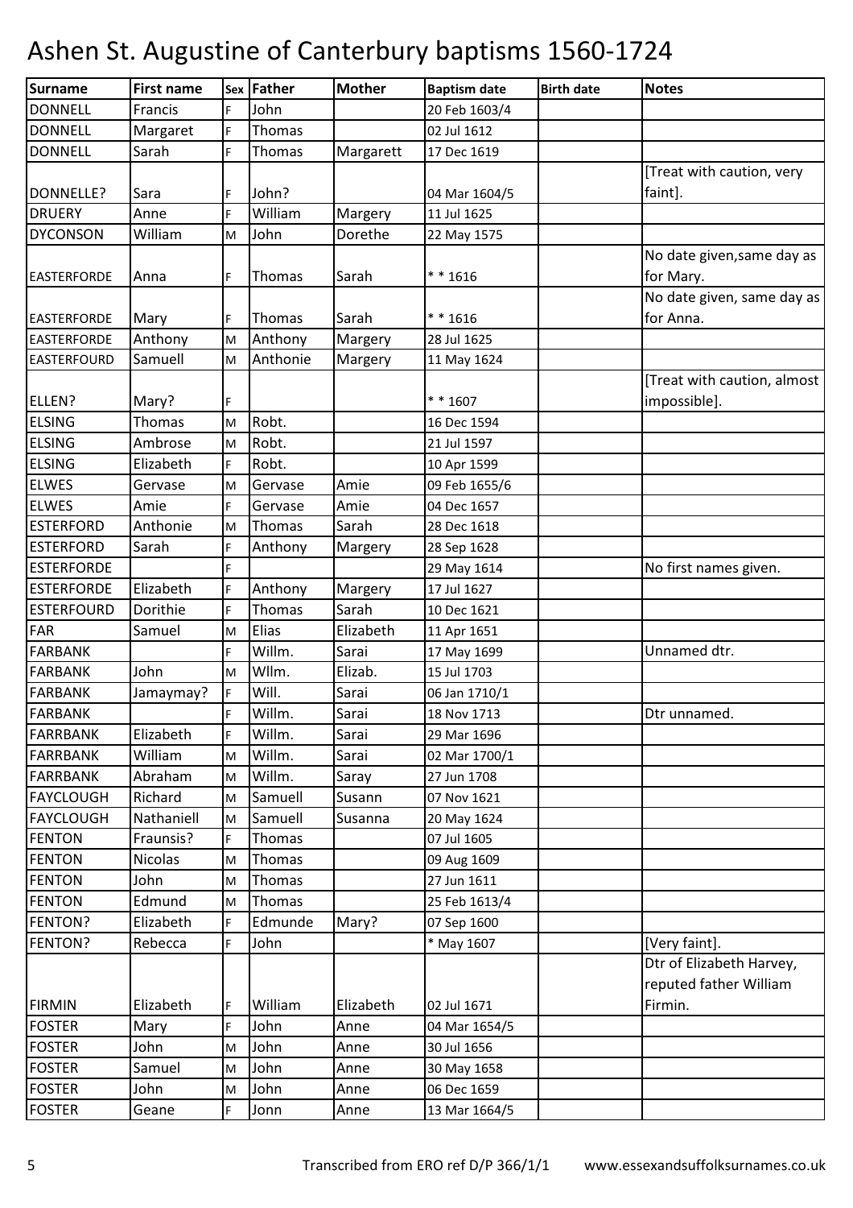# Ashen St. Augustine of Canterbury baptisms 1560-1724

| Surname | First name | Sex | Father | Mother | Baptism date | Birth date | Notes |
|---|---|---|---|---|---|---|---|
| DONNELL | Francis | F | John | | 20 Feb 1603/4 | | |
| DONNELL | Margaret | F | Thomas | | 02 Jul 1612 | | |
| DONNELL | Sarah | F | Thomas | Margarett | 17 Dec 1619 | | |
| DONNELLE? | Sara | F | John? | | 04 Mar 1604/5 | | [Treat with caution, very faint]. |
| DRUERY | Anne | F | William | Margery | 11 Jul 1625 | | |
| DYCONSON | William | M | John | Dorethe | 22 May 1575 | | |
| EASTERFORDE | Anna | F | Thomas | Sarah | * * 1616 | | No date given,same day as for Mary. |
| EASTERFORDE | Mary | F | Thomas | Sarah | * * 1616 | | No date given, same day as for Anna. |
| EASTERFORDE | Anthony | M | Anthony | Margery | 28 Jul 1625 | | |
| EASTERFOURD | Samuell | M | Anthonie | Margery | 11 May 1624 | | |
| ELLEN? | Mary? | F | | | * * 1607 | | [Treat with caution, almost impossible]. |
| ELSING | Thomas | M | Robt. | | 16 Dec 1594 | | |
| ELSING | Ambrose | M | Robt. | | 21 Jul 1597 | | |
| ELSING | Elizabeth | F | Robt. | | 10 Apr 1599 | | |
| ELWES | Gervase | M | Gervase | Amie | 09 Feb 1655/6 | | |
| ELWES | Amie | F | Gervase | Amie | 04 Dec 1657 | | |
| ESTERFORD | Anthonie | M | Thomas | Sarah | 28 Dec 1618 | | |
| ESTERFORD | Sarah | F | Anthony | Margery | 28 Sep 1628 | | |
| ESTERFORDE | | F | | | 29 May 1614 | | No first names given. |
| ESTERFORDE | Elizabeth | F | Anthony | Margery | 17 Jul 1627 | | |
| ESTERFOURD | Dorithie | F | Thomas | Sarah | 10 Dec 1621 | | |
| FAR | Samuel | M | Elias | Elizabeth | 11 Apr 1651 | | |
| FARBANK | | F | Willm. | Sarai | 17 May 1699 | | Unnamed dtr. |
| FARBANK | John | M | Wllm. | Elizab. | 15 Jul 1703 | | |
| FARBANK | Jamaymay? | F | Will. | Sarai | 06 Jan 1710/1 | | |
| FARBANK | | F | Willm. | Sarai | 18 Nov 1713 | | Dtr unnamed. |
| FARRBANK | Elizabeth | F | Willm. | Sarai | 29 Mar 1696 | | |
| FARRBANK | William | M | Willm. | Sarai | 02 Mar 1700/1 | | |
| FARRBANK | Abraham | M | Willm. | Saray | 27 Jun 1708 | | |
| FAYCLOUGH | Richard | M | Samuell | Susann | 07 Nov 1621 | | |
| FAYCLOUGH | Nathaniell | M | Samuell | Susanna | 20 May 1624 | | |
| FENTON | Fraunsis? | F | Thomas | | 07 Jul 1605 | | |
| FENTON | Nicolas | M | Thomas | | 09 Aug 1609 | | |
| FENTON | John | M | Thomas | | 27 Jun 1611 | | |
| FENTON | Edmund | M | Thomas | | 25 Feb 1613/4 | | |
| FENTON? | Elizabeth | F | Edmunde | Mary? | 07 Sep 1600 | | |
| FENTON? | Rebecca | F | John | | * May 1607 | | [Very faint]. |
| FIRMIN | Elizabeth | F | William | Elizabeth | 02 Jul 1671 | | Dtr of Elizabeth Harvey, reputed father William Firmin. |
| FOSTER | Mary | F | John | Anne | 04 Mar 1654/5 | | |
| FOSTER | John | M | John | Anne | 30 Jul 1656 | | |
| FOSTER | Samuel | M | John | Anne | 30 May 1658 | | |
| FOSTER | John | M | John | Anne | 06 Dec 1659 | | |
| FOSTER | Geane | F | Jonn | Anne | 13 Mar 1664/5 | | |

Transcribed from ERO ref D/P 366/1/1 www.essexandsuffolksurnames.co.uk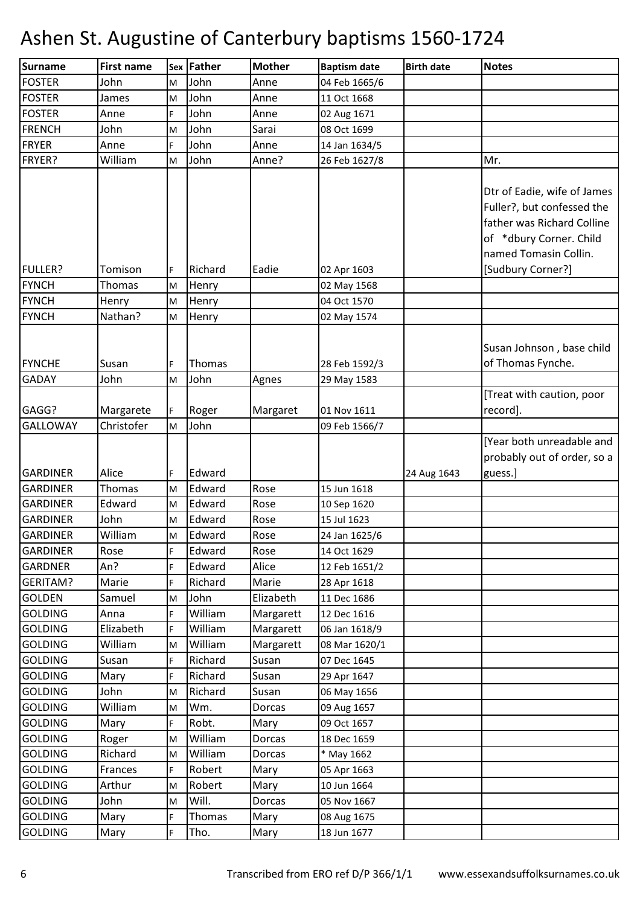# Ashen St. Augustine of Canterbury baptisms 1560-1724

| Surname | First name | Sex | Father | Mother | Baptism date | Birth date | Notes |
|---|---|---|---|---|---|---|---|
| FOSTER | John | M | John | Anne | 04 Feb 1665/6 | | |
| FOSTER | James | M | John | Anne | 11 Oct 1668 | | |
| FOSTER | Anne | F | John | Anne | 02 Aug 1671 | | |
| FRENCH | John | M | John | Sarai | 08 Oct 1699 | | |
| FRYER | Anne | F | John | Anne | 14 Jan 1634/5 | | |
| FRYER? | William | M | John | Anne? | 26 Feb 1627/8 | | Mr. |
| FULLER? | Tomison | F | Richard | Eadie | 02 Apr 1603 | | Dtr of Eadie, wife of James Fuller?, but confessed the father was Richard Colline of *dbury Corner. Child named Tomasin Collin. [Sudbury Corner?] |
| FYNCH | Thomas | M | Henry | | 02 May 1568 | | |
| FYNCH | Henry | M | Henry | | 04 Oct 1570 | | |
| FYNCH | Nathan? | M | Henry | | 02 May 1574 | | |
| FYNCHE | Susan | F | Thomas | | 28 Feb 1592/3 | | Susan Johnson , base child of Thomas Fynche. |
| GADAY | John | M | John | Agnes | 29 May 1583 | | |
| GAGG? | Margarete | F | Roger | Margaret | 01 Nov 1611 | | [Treat with caution, poor record]. |
| GALLOWAY | Christofer | M | John | | 09 Feb 1566/7 | | |
| GARDINER | Alice | F | Edward | | | 24 Aug 1643 | [Year both unreadable and probably out of order, so a guess.] |
| GARDINER | Thomas | M | Edward | Rose | 15 Jun 1618 | | |
| GARDINER | Edward | M | Edward | Rose | 10 Sep 1620 | | |
| GARDINER | John | M | Edward | Rose | 15 Jul 1623 | | |
| GARDINER | William | M | Edward | Rose | 24 Jan 1625/6 | | |
| GARDINER | Rose | F | Edward | Rose | 14 Oct 1629 | | |
| GARDNER | An? | F | Edward | Alice | 12 Feb 1651/2 | | |
| GERITAM? | Marie | F | Richard | Marie | 28 Apr 1618 | | |
| GOLDEN | Samuel | M | John | Elizabeth | 11 Dec 1686 | | |
| GOLDING | Anna | F | William | Margarett | 12 Dec 1616 | | |
| GOLDING | Elizabeth | F | William | Margarett | 06 Jan 1618/9 | | |
| GOLDING | William | M | William | Margarett | 08 Mar 1620/1 | | |
| GOLDING | Susan | F | Richard | Susan | 07 Dec 1645 | | |
| GOLDING | Mary | F | Richard | Susan | 29 Apr 1647 | | |
| GOLDING | John | M | Richard | Susan | 06 May 1656 | | |
| GOLDING | William | M | Wm. | Dorcas | 09 Aug 1657 | | |
| GOLDING | Mary | F | Robt. | Mary | 09 Oct 1657 | | |
| GOLDING | Roger | M | William | Dorcas | 18 Dec 1659 | | |
| GOLDING | Richard | M | William | Dorcas | * May 1662 | | |
| GOLDING | Frances | F | Robert | Mary | 05 Apr 1663 | | |
| GOLDING | Arthur | M | Robert | Mary | 10 Jun 1664 | | |
| GOLDING | John | M | Will. | Dorcas | 05 Nov 1667 | | |
| GOLDING | Mary | F | Thomas | Mary | 08 Aug 1675 | | |
| GOLDING | Mary | F | Tho. | Mary | 18 Jun 1677 | | |

Transcribed from ERO ref D/P 366/1/1 www.essexandsuffolksurnames.co.uk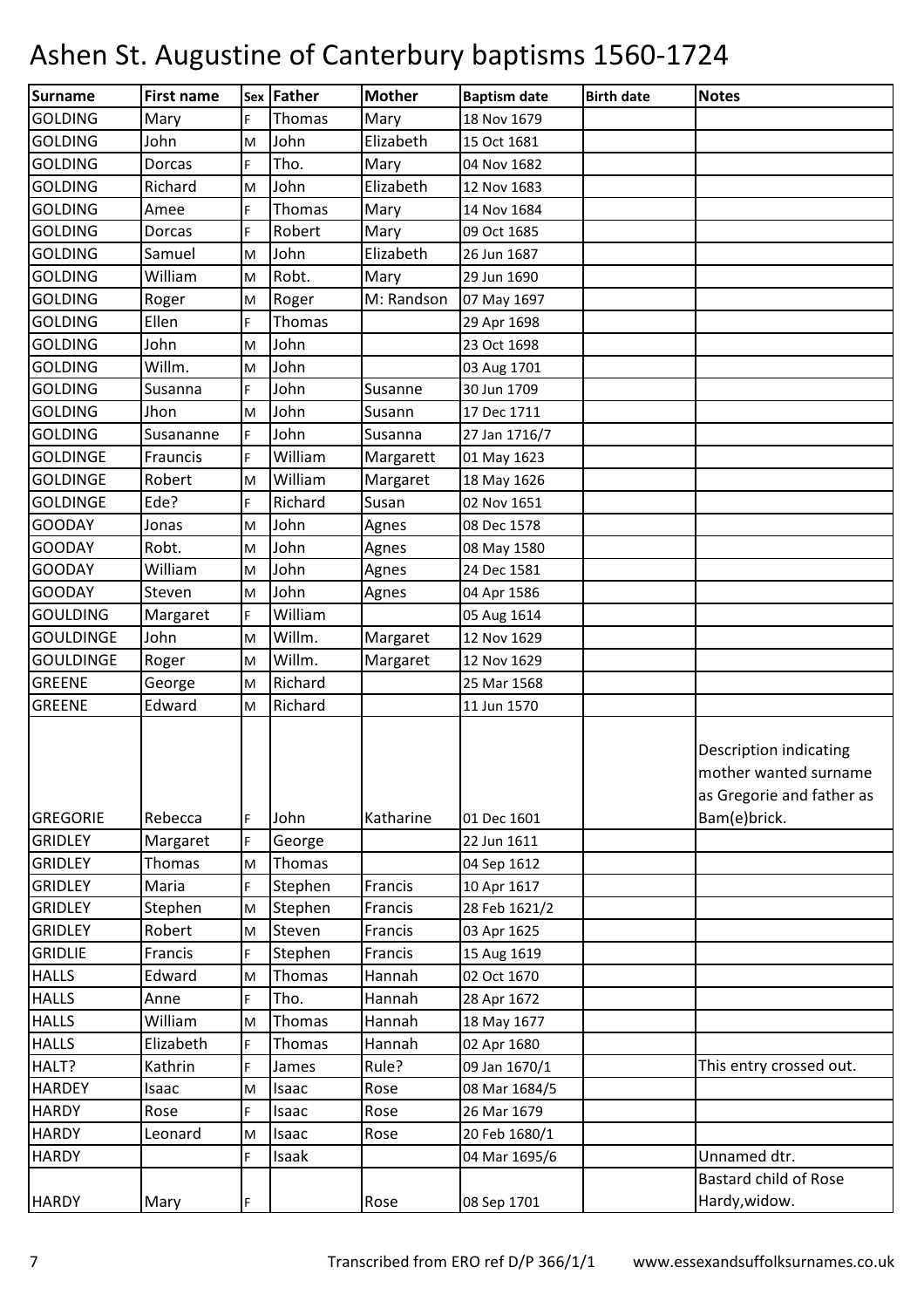# Ashen St. Augustine of Canterbury baptisms 1560-1724

| Surname | First name | Sex | Father | Mother | Baptism date | Birth date | Notes |
|---|---|---|---|---|---|---|---|
| GOLDING | Mary | F | Thomas | Mary | 18 Nov 1679 | | |
| GOLDING | John | M | John | Elizabeth | 15 Oct 1681 | | |
| GOLDING | Dorcas | F | Tho. | Mary | 04 Nov 1682 | | |
| GOLDING | Richard | M | John | Elizabeth | 12 Nov 1683 | | |
| GOLDING | Amee | F | Thomas | Mary | 14 Nov 1684 | | |
| GOLDING | Dorcas | F | Robert | Mary | 09 Oct 1685 | | |
| GOLDING | Samuel | M | John | Elizabeth | 26 Jun 1687 | | |
| GOLDING | William | M | Robt. | Mary | 29 Jun 1690 | | |
| GOLDING | Roger | M | Roger | M: Randson | 07 May 1697 | | |
| GOLDING | Ellen | F | Thomas | | 29 Apr 1698 | | |
| GOLDING | John | M | John | | 23 Oct 1698 | | |
| GOLDING | Willm. | M | John | | 03 Aug 1701 | | |
| GOLDING | Susanna | F | John | Susanne | 30 Jun 1709 | | |
| GOLDING | Jhon | M | John | Susann | 17 Dec 1711 | | |
| GOLDING | Susananne | F | John | Susanna | 27 Jan 1716/7 | | |
| GOLDINGE | Frauncis | F | William | Margarett | 01 May 1623 | | |
| GOLDINGE | Robert | M | William | Margaret | 18 May 1626 | | |
| GOLDINGE | Ede? | F | Richard | Susan | 02 Nov 1651 | | |
| GOODAY | Jonas | M | John | Agnes | 08 Dec 1578 | | |
| GOODAY | Robt. | M | John | Agnes | 08 May 1580 | | |
| GOODAY | William | M | John | Agnes | 24 Dec 1581 | | |
| GOODAY | Steven | M | John | Agnes | 04 Apr 1586 | | |
| GOULDING | Margaret | F | William | | 05 Aug 1614 | | |
| GOULDINGE | John | M | Willm. | Margaret | 12 Nov 1629 | | |
| GOULDINGE | Roger | M | Willm. | Margaret | 12 Nov 1629 | | |
| GREENE | George | M | Richard | | 25 Mar 1568 | | |
| GREENE | Edward | M | Richard | | 11 Jun 1570 | | |
| GREGORIE | Rebecca | F | John | Katharine | 01 Dec 1601 | | Description indicating mother wanted surname as Gregorie and father as Bam(e)brick. |
| GRIDLEY | Margaret | F | George | | 22 Jun 1611 | | |
| GRIDLEY | Thomas | M | Thomas | | 04 Sep 1612 | | |
| GRIDLEY | Maria | F | Stephen | Francis | 10 Apr 1617 | | |
| GRIDLEY | Stephen | M | Stephen | Francis | 28 Feb 1621/2 | | |
| GRIDLEY | Robert | M | Steven | Francis | 03 Apr 1625 | | |
| GRIDLIE | Francis | F | Stephen | Francis | 15 Aug 1619 | | |
| HALLS | Edward | M | Thomas | Hannah | 02 Oct 1670 | | |
| HALLS | Anne | F | Tho. | Hannah | 28 Apr 1672 | | |
| HALLS | William | M | Thomas | Hannah | 18 May 1677 | | |
| HALLS | Elizabeth | F | Thomas | Hannah | 02 Apr 1680 | | |
| HALT? | Kathrin | F | James | Rule? | 09 Jan 1670/1 | | This entry crossed out. |
| HARDEY | Isaac | M | Isaac | Rose | 08 Mar 1684/5 | | |
| HARDY | Rose | F | Isaac | Rose | 26 Mar 1679 | | |
| HARDY | Leonard | M | Isaac | Rose | 20 Feb 1680/1 | | |
| HARDY | | F | Isaak | | 04 Mar 1695/6 | | Unnamed dtr. |
| HARDY | Mary | F | | Rose | 08 Sep 1701 | | Bastard child of Rose Hardy,widow. |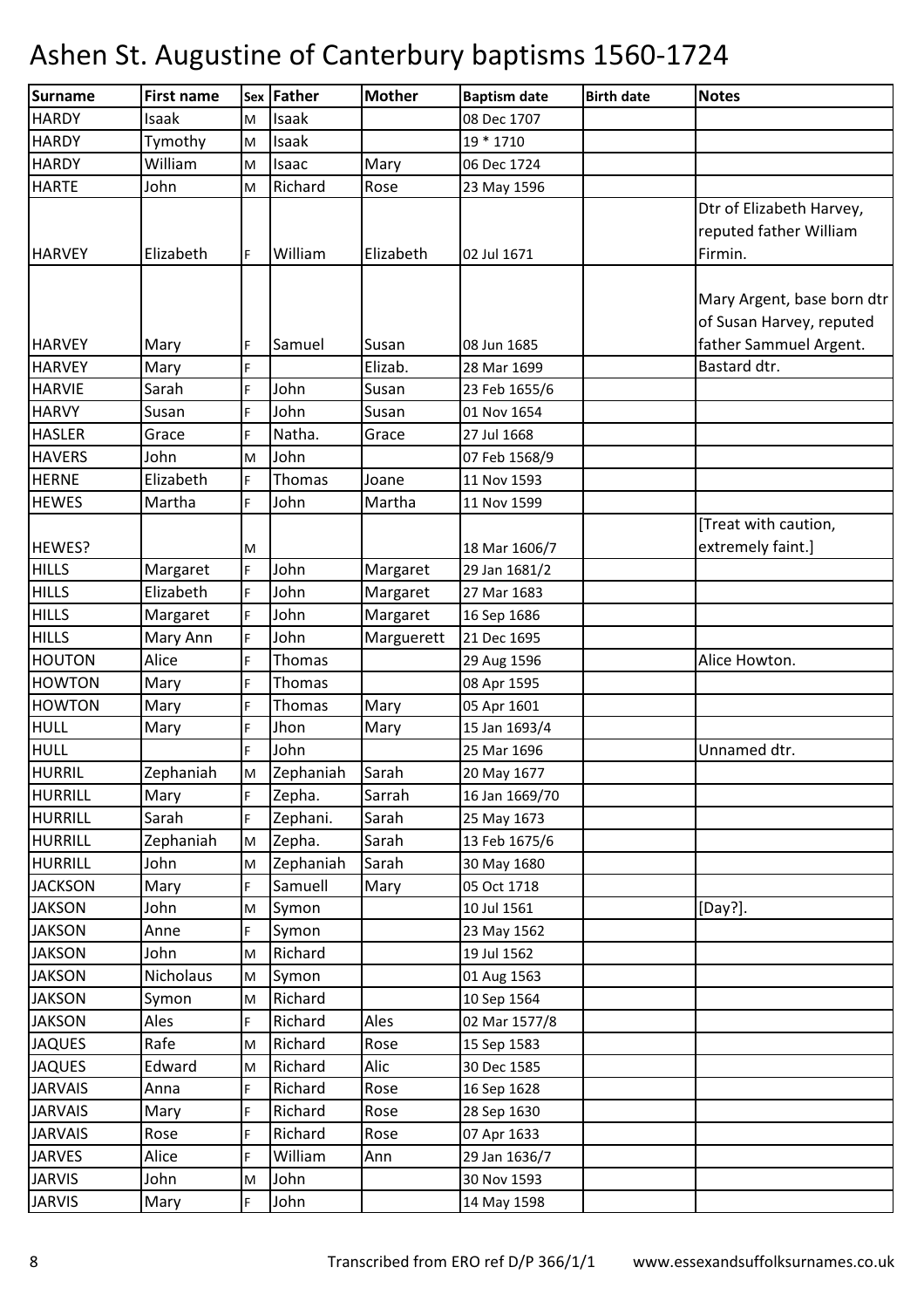# Ashen St. Augustine of Canterbury baptisms 1560-1724

| Surname | First name | Sex | Father | Mother | Baptism date | Birth date | Notes |
|---|---|---|---|---|---|---|---|
| HARDY | Isaak | M | Isaak | | 08 Dec 1707 | | |
| HARDY | Tymothy | M | Isaak | | 19 * 1710 | | |
| HARDY | William | M | Isaac | Mary | 06 Dec 1724 | | |
| HARTE | John | M | Richard | Rose | 23 May 1596 | | |
| HARVEY | Elizabeth | F | William | Elizabeth | 02 Jul 1671 | | Dtr of Elizabeth Harvey, reputed father William Firmin. |
| HARVEY | Mary | F | Samuel | Susan | 08 Jun 1685 | | Mary Argent, base born dtr of Susan Harvey, reputed father Sammuel Argent. |
| HARVEY | Mary | F | | Elizab. | 28 Mar 1699 | | Bastard dtr. |
| HARVIE | Sarah | F | John | Susan | 23 Feb 1655/6 | | |
| HARVY | Susan | F | John | Susan | 01 Nov 1654 | | |
| HASLER | Grace | F | Natha. | Grace | 27 Jul 1668 | | |
| HAVERS | John | M | John | | 07 Feb 1568/9 | | |
| HERNE | Elizabeth | F | Thomas | Joane | 11 Nov 1593 | | |
| HEWES | Martha | F | John | Martha | 11 Nov 1599 | | |
| HEWES? | | M | | | 18 Mar 1606/7 | | [Treat with caution, extremely faint.] |
| HILLS | Margaret | F | John | Margaret | 29 Jan 1681/2 | | |
| HILLS | Elizabeth | F | John | Margaret | 27 Mar 1683 | | |
| HILLS | Margaret | F | John | Margaret | 16 Sep 1686 | | |
| HILLS | Mary Ann | F | John | Marguerett | 21 Dec 1695 | | |
| HOUTON | Alice | F | Thomas | | 29 Aug 1596 | | Alice Howton. |
| HOWTON | Mary | F | Thomas | | 08 Apr 1595 | | |
| HOWTON | Mary | F | Thomas | Mary | 05 Apr 1601 | | |
| HULL | Mary | F | Jhon | Mary | 15 Jan 1693/4 | | |
| HULL | | F | John | | 25 Mar 1696 | | Unnamed dtr. |
| HURRIL | Zephaniah | M | Zephaniah | Sarah | 20 May 1677 | | |
| HURRILL | Mary | F | Zepha. | Sarrah | 16 Jan 1669/70 | | |
| HURRILL | Sarah | F | Zephani. | Sarah | 25 May 1673 | | |
| HURRILL | Zephaniah | M | Zepha. | Sarah | 13 Feb 1675/6 | | |
| HURRILL | John | M | Zephaniah | Sarah | 30 May 1680 | | |
| JACKSON | Mary | F | Samuell | Mary | 05 Oct 1718 | | |
| JAKSON | John | M | Symon | | 10 Jul 1561 | | [Day?]. |
| JAKSON | Anne | F | Symon | | 23 May 1562 | | |
| JAKSON | John | M | Richard | | 19 Jul 1562 | | |
| JAKSON | Nicholaus | M | Symon | | 01 Aug 1563 | | |
| JAKSON | Symon | M | Richard | | 10 Sep 1564 | | |
| JAKSON | Ales | F | Richard | Ales | 02 Mar 1577/8 | | |
| JAQUES | Rafe | M | Richard | Rose | 15 Sep 1583 | | |
| JAQUES | Edward | M | Richard | Alic | 30 Dec 1585 | | |
| JARVAIS | Anna | F | Richard | Rose | 16 Sep 1628 | | |
| JARVAIS | Mary | F | Richard | Rose | 28 Sep 1630 | | |
| JARVAIS | Rose | F | Richard | Rose | 07 Apr 1633 | | |
| JARVES | Alice | F | William | Ann | 29 Jan 1636/7 | | |
| JARVIS | John | M | John | | 30 Nov 1593 | | |
| JARVIS | Mary | F | John | | 14 May 1598 | | |

Transcribed from ERO ref D/P 366/1/1 www.essexandsuffolksurnames.co.uk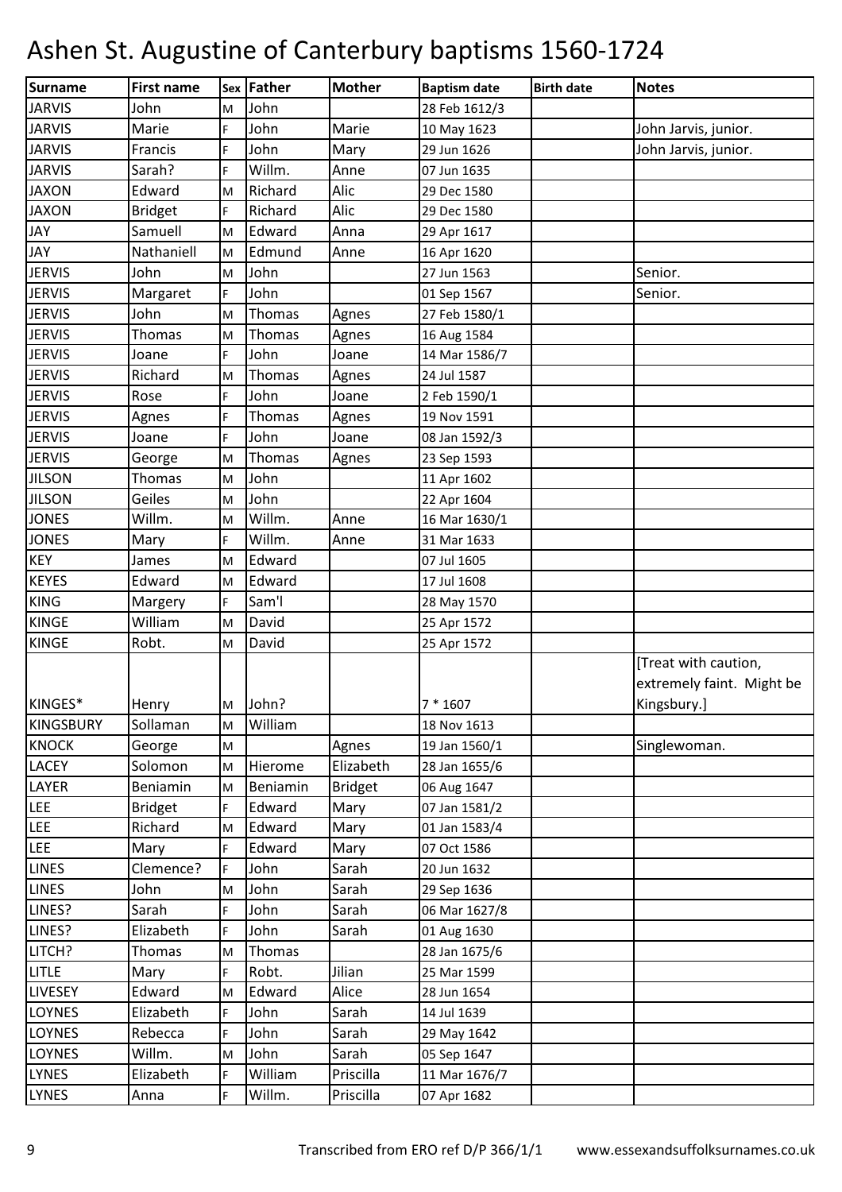# Ashen St. Augustine of Canterbury baptisms 1560-1724

| Surname | First name | Sex | Father | Mother | Baptism date | Birth date | Notes |
|---|---|---|---|---|---|---|---|
| JARVIS | John | M | John | | 28 Feb 1612/3 | | |
| JARVIS | Marie | F | John | Marie | 10 May 1623 | | John Jarvis, junior. |
| JARVIS | Francis | F | John | Mary | 29 Jun 1626 | | John Jarvis, junior. |
| JARVIS | Sarah? | F | Willm. | Anne | 07 Jun 1635 | | |
| JAXON | Edward | M | Richard | Alic | 29 Dec 1580 | | |
| JAXON | Bridget | F | Richard | Alic | 29 Dec 1580 | | |
| JAY | Samuell | M | Edward | Anna | 29 Apr 1617 | | |
| JAY | Nathaniell | M | Edmund | Anne | 16 Apr 1620 | | |
| JERVIS | John | M | John | | 27 Jun 1563 | | Senior. |
| JERVIS | Margaret | F | John | | 01 Sep 1567 | | Senior. |
| JERVIS | John | M | Thomas | Agnes | 27 Feb 1580/1 | | |
| JERVIS | Thomas | M | Thomas | Agnes | 16 Aug 1584 | | |
| JERVIS | Joane | F | John | Joane | 14 Mar 1586/7 | | |
| JERVIS | Richard | M | Thomas | Agnes | 24 Jul 1587 | | |
| JERVIS | Rose | F | John | Joane | 2 Feb 1590/1 | | |
| JERVIS | Agnes | F | Thomas | Agnes | 19 Nov 1591 | | |
| JERVIS | Joane | F | John | Joane | 08 Jan 1592/3 | | |
| JERVIS | George | M | Thomas | Agnes | 23 Sep 1593 | | |
| JILSON | Thomas | M | John | | 11 Apr 1602 | | |
| JILSON | Geiles | M | John | | 22 Apr 1604 | | |
| JONES | Willm. | M | Willm. | Anne | 16 Mar 1630/1 | | |
| JONES | Mary | F | Willm. | Anne | 31 Mar 1633 | | |
| KEY | James | M | Edward | | 07 Jul 1605 | | |
| KEYES | Edward | M | Edward | | 17 Jul 1608 | | |
| KING | Margery | F | Sam'l | | 28 May 1570 | | |
| KINGE | William | M | David | | 25 Apr 1572 | | |
| KINGE | Robt. | M | David | | 25 Apr 1572 | | |
| KINGES* | Henry | M | John? | | 7 * 1607 | | [Treat with caution, extremely faint. Might be Kingsbury.] |
| KINGSBURY | Sollaman | M | William | | 18 Nov 1613 | | |
| KNOCK | George | M | | Agnes | 19 Jan 1560/1 | | Singlewoman. |
| LACEY | Solomon | M | Hierome | Elizabeth | 28 Jan 1655/6 | | |
| LAYER | Beniamin | M | Beniamin | Bridget | 06 Aug 1647 | | |
| LEE | Bridget | F | Edward | Mary | 07 Jan 1581/2 | | |
| LEE | Richard | M | Edward | Mary | 01 Jan 1583/4 | | |
| LEE | Mary | F | Edward | Mary | 07 Oct 1586 | | |
| LINES | Clemence? | F | John | Sarah | 20 Jun 1632 | | |
| LINES | John | M | John | Sarah | 29 Sep 1636 | | |
| LINES? | Sarah | F | John | Sarah | 06 Mar 1627/8 | | |
| LINES? | Elizabeth | F | John | Sarah | 01 Aug 1630 | | |
| LITCH? | Thomas | M | Thomas | | 28 Jan 1675/6 | | |
| LITLE | Mary | F | Robt. | Jilian | 25 Mar 1599 | | |
| LIVESEY | Edward | M | Edward | Alice | 28 Jun 1654 | | |
| LOYNES | Elizabeth | F | John | Sarah | 14 Jul 1639 | | |
| LOYNES | Rebecca | F | John | Sarah | 29 May 1642 | | |
| LOYNES | Willm. | M | John | Sarah | 05 Sep 1647 | | |
| LYNES | Elizabeth | F | William | Priscilla | 11 Mar 1676/7 | | |
| LYNES | Anna | F | Willm. | Priscilla | 07 Apr 1682 | | |

Transcribed from ERO ref D/P 366/1/1 www.essexandsuffolksurnames.co.uk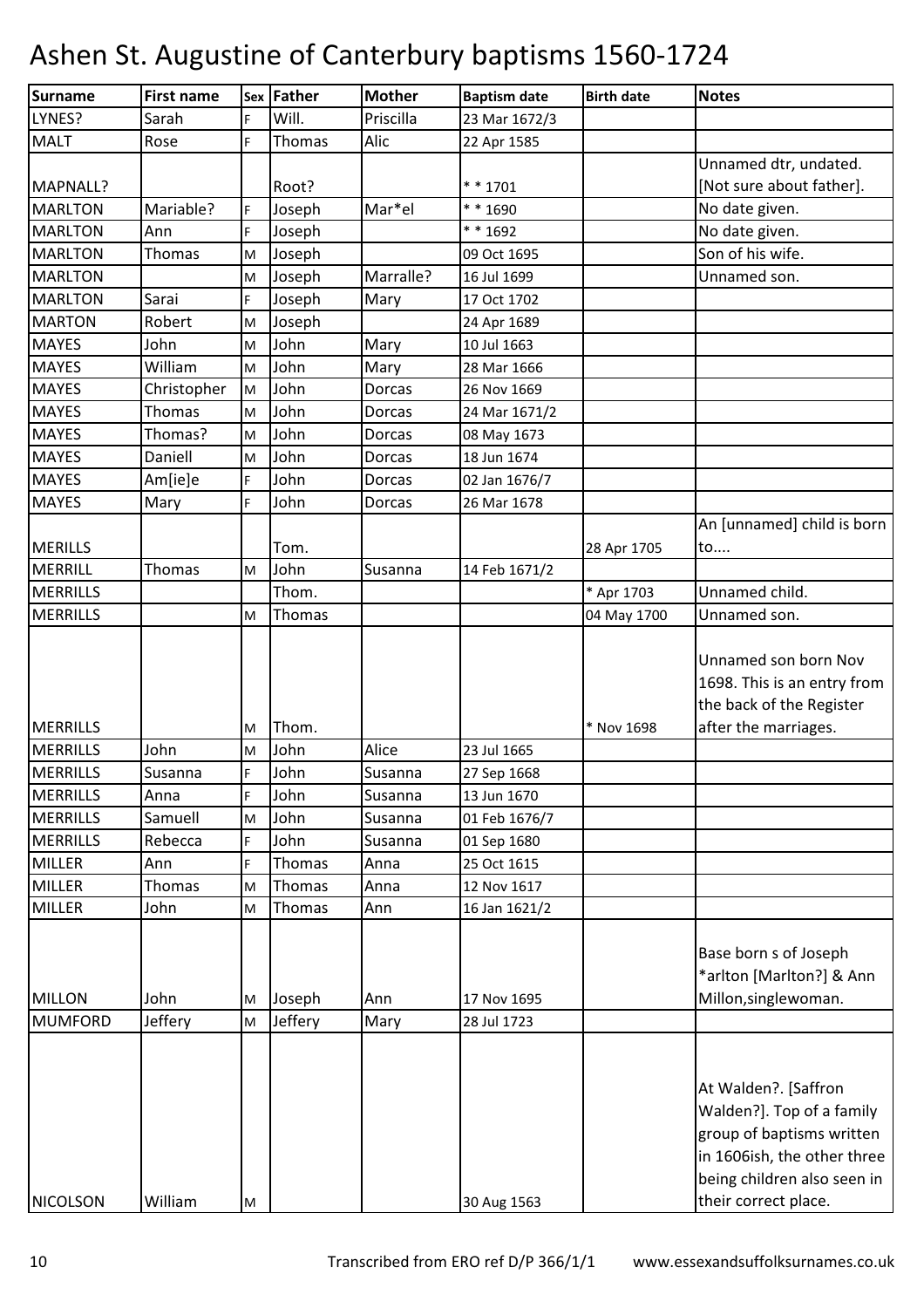# Ashen St. Augustine of Canterbury baptisms 1560-1724

| Surname | First name | Sex | Father | Mother | Baptism date | Birth date | Notes |
|---|---|---|---|---|---|---|---|
| LYNES? | Sarah | F | Will. | Priscilla | 23 Mar 1672/3 | | |
| MALT | Rose | F | Thomas | Alic | 22 Apr 1585 | | |
| MAPNALL? | | | Root? | | * * 1701 | | Unnamed dtr, undated. [Not sure about father]. |
| MARLTON | Mariable? | F | Joseph | Mar*el | * * 1690 | | No date given. |
| MARLTON | Ann | F | Joseph | | * * 1692 | | No date given. |
| MARLTON | Thomas | M | Joseph | | 09 Oct 1695 | | Son of his wife. |
| MARLTON | | M | Joseph | Marralle? | 16 Jul 1699 | | Unnamed son. |
| MARLTON | Sarai | F | Joseph | Mary | 17 Oct 1702 | | |
| MARTON | Robert | M | Joseph | | 24 Apr 1689 | | |
| MAYES | John | M | John | Mary | 10 Jul 1663 | | |
| MAYES | William | M | John | Mary | 28 Mar 1666 | | |
| MAYES | Christopher | M | John | Dorcas | 26 Nov 1669 | | |
| MAYES | Thomas | M | John | Dorcas | 24 Mar 1671/2 | | |
| MAYES | Thomas? | M | John | Dorcas | 08 May 1673 | | |
| MAYES | Daniell | M | John | Dorcas | 18 Jun 1674 | | |
| MAYES | Am[ie]e | F | John | Dorcas | 02 Jan 1676/7 | | |
| MAYES | Mary | F | John | Dorcas | 26 Mar 1678 | | |
| MERILLS | | | Tom. | | | 28 Apr 1705 | An [unnamed] child is born to.... |
| MERRILL | Thomas | M | John | Susanna | 14 Feb 1671/2 | | |
| MERRILLS | | | Thom. | | | * Apr 1703 | Unnamed child. |
| MERRILLS | | M | Thomas | | | 04 May 1700 | Unnamed son. |
| MERRILLS | | M | Thom. | | | * Nov 1698 | Unnamed son born Nov 1698. This is an entry from the back of the Register after the marriages. |
| MERRILLS | John | M | John | Alice | 23 Jul 1665 | | |
| MERRILLS | Susanna | F | John | Susanna | 27 Sep 1668 | | |
| MERRILLS | Anna | F | John | Susanna | 13 Jun 1670 | | |
| MERRILLS | Samuell | M | John | Susanna | 01 Feb 1676/7 | | |
| MERRILLS | Rebecca | F | John | Susanna | 01 Sep 1680 | | |
| MILLER | Ann | F | Thomas | Anna | 25 Oct 1615 | | |
| MILLER | Thomas | M | Thomas | Anna | 12 Nov 1617 | | |
| MILLER | John | M | Thomas | Ann | 16 Jan 1621/2 | | |
| MILLON | John | M | Joseph | Ann | 17 Nov 1695 | | Base born s of Joseph *arlton [Marlton?] & Ann Millon,singlewoman. |
| MUMFORD | Jeffery | M | Jeffery | Mary | 28 Jul 1723 | | |
| NICOLSON | William | M | | | 30 Aug 1563 | | At Walden?. [Saffron Walden?]. Top of a family group of baptisms written in 1606ish, the other three being children also seen in their correct place. |

Transcribed from ERO ref D/P 366/1/1 www.essexandsuffolksurnames.co.uk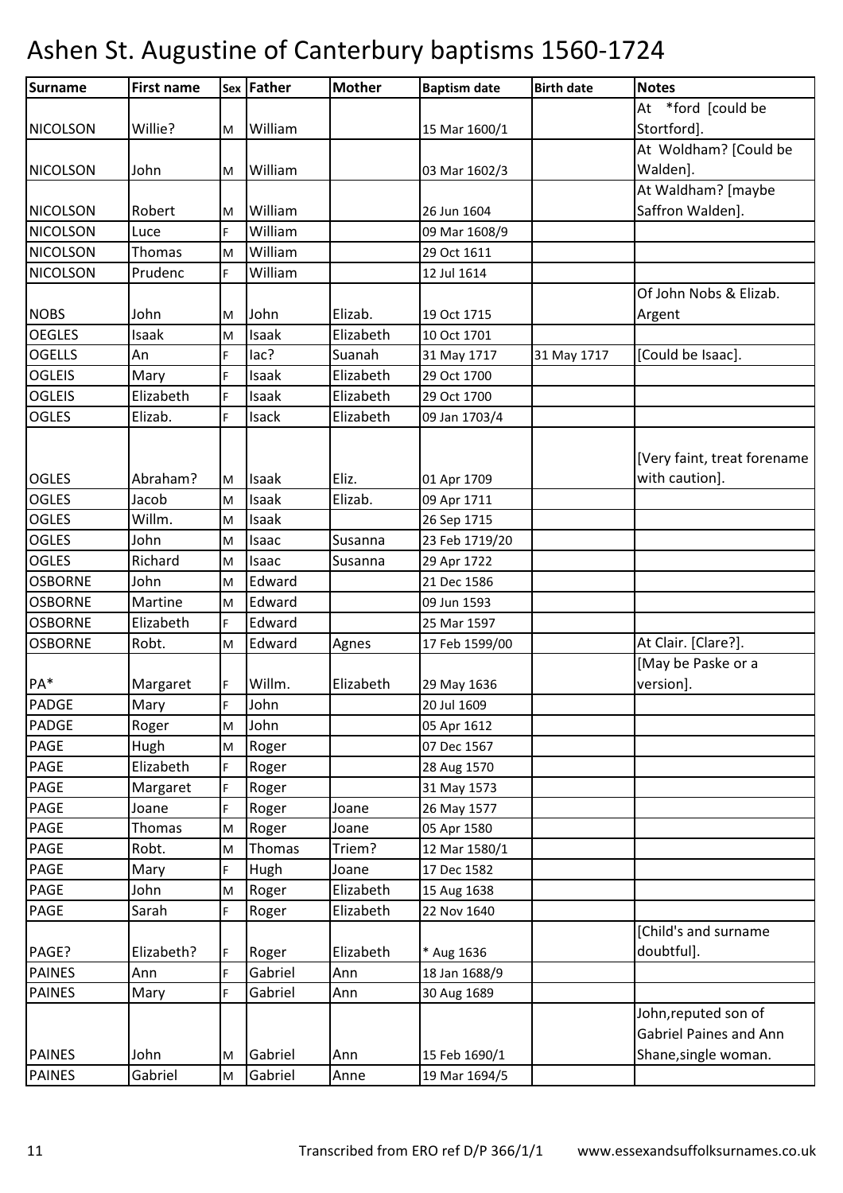# Ashen St. Augustine of Canterbury baptisms 1560-1724

| Surname | First name | Sex | Father | Mother | Baptism date | Birth date | Notes |
|---|---|---|---|---|---|---|---|
| NICOLSON | Willie? | M | William | | 15 Mar 1600/1 | | At *ford [could be Stortford]. |
| NICOLSON | John | M | William | | 03 Mar 1602/3 | | At Woldham? [Could be Walden]. |
| NICOLSON | Robert | M | William | | 26 Jun 1604 | | At Waldham? [maybe Saffron Walden]. |
| NICOLSON | Luce | F | William | | 09 Mar 1608/9 | | |
| NICOLSON | Thomas | M | William | | 29 Oct 1611 | | |
| NICOLSON | Prudenc | F | William | | 12 Jul 1614 | | |
| NOBS | John | M | John | Elizab. | 19 Oct 1715 | | Of John Nobs & Elizab. Argent |
| OEGLES | Isaak | M | Isaak | Elizabeth | 10 Oct 1701 | | |
| OGELLS | An | F | Iac? | Suanah | 31 May 1717 | 31 May 1717 | [Could be Isaac]. |
| OGLEIS | Mary | F | Isaak | Elizabeth | 29 Oct 1700 | | |
| OGLEIS | Elizabeth | F | Isaak | Elizabeth | 29 Oct 1700 | | |
| OGLES | Elizab. | F | Isack | Elizabeth | 09 Jan 1703/4 | | |
| OGLES | Abraham? | M | Isaak | Eliz. | 01 Apr 1709 | | [Very faint, treat forename with caution]. |
| OGLES | Jacob | M | Isaak | Elizab. | 09 Apr 1711 | | |
| OGLES | Willm. | M | Isaak | | 26 Sep 1715 | | |
| OGLES | John | M | Isaac | Susanna | 23 Feb 1719/20 | | |
| OGLES | Richard | M | Isaac | Susanna | 29 Apr 1722 | | |
| OSBORNE | John | M | Edward | | 21 Dec 1586 | | |
| OSBORNE | Martine | M | Edward | | 09 Jun 1593 | | |
| OSBORNE | Elizabeth | F | Edward | | 25 Mar 1597 | | |
| OSBORNE | Robt. | M | Edward | Agnes | 17 Feb 1599/00 | | At Clair. [Clare?]. |
| PA* | Margaret | F | Willm. | Elizabeth | 29 May 1636 | | [May be Paske or a version]. |
| PADGE | Mary | F | John | | 20 Jul 1609 | | |
| PADGE | Roger | M | John | | 05 Apr 1612 | | |
| PAGE | Hugh | M | Roger | | 07 Dec 1567 | | |
| PAGE | Elizabeth | F | Roger | | 28 Aug 1570 | | |
| PAGE | Margaret | F | Roger | | 31 May 1573 | | |
| PAGE | Joane | F | Roger | Joane | 26 May 1577 | | |
| PAGE | Thomas | M | Roger | Joane | 05 Apr 1580 | | |
| PAGE | Robt. | M | Thomas | Triem? | 12 Mar 1580/1 | | |
| PAGE | Mary | F | Hugh | Joane | 17 Dec 1582 | | |
| PAGE | John | M | Roger | Elizabeth | 15 Aug 1638 | | |
| PAGE | Sarah | F | Roger | Elizabeth | 22 Nov 1640 | | |
| PAGE? | Elizabeth? | F | Roger | Elizabeth | * Aug 1636 | | [Child's and surname doubtful]. |
| PAINES | Ann | F | Gabriel | Ann | 18 Jan 1688/9 | | |
| PAINES | Mary | F | Gabriel | Ann | 30 Aug 1689 | | |
| PAINES | John | M | Gabriel | Ann | 15 Feb 1690/1 | | John,reputed son of Gabriel Paines and Ann Shane,single woman. |
| PAINES | Gabriel | M | Gabriel | Anne | 19 Mar 1694/5 | | |

Transcribed from ERO ref D/P 366/1/1 www.essexandsuffolksurnames.co.uk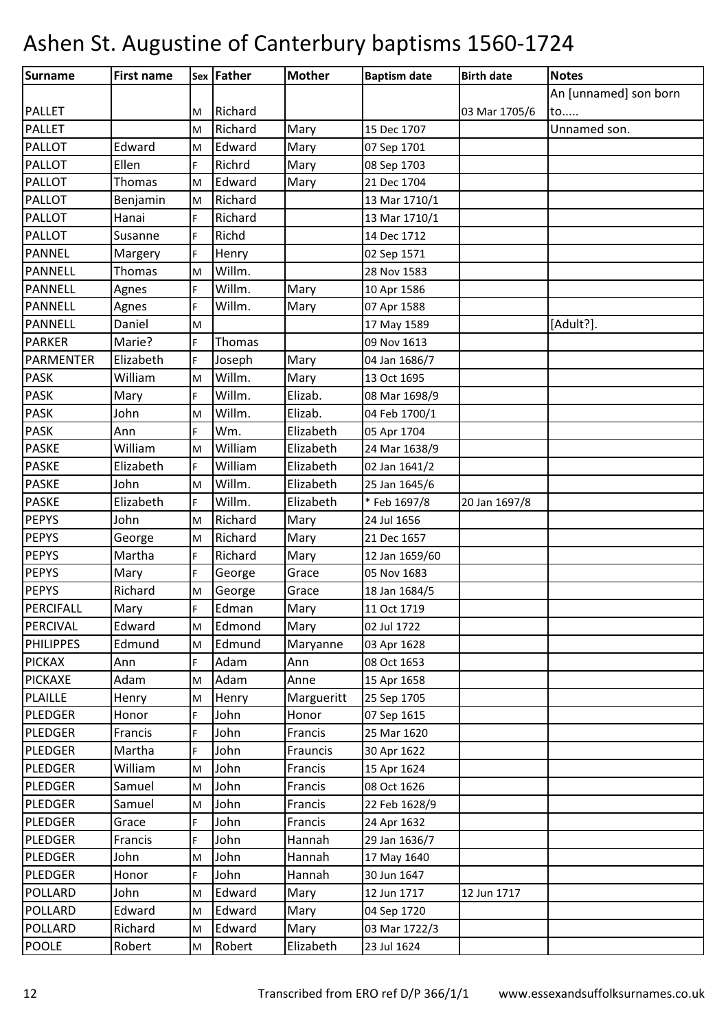# Ashen St. Augustine of Canterbury baptisms 1560-1724

| Surname | First name | Sex | Father | Mother | Baptism date | Birth date | Notes |
|---|---|---|---|---|---|---|---|
| PALLET | | M | Richard | | | 03 Mar 1705/6 | An [unnamed] son born to..... |
| PALLET | | M | Richard | Mary | 15 Dec 1707 | | Unnamed son. |
| PALLOT | Edward | M | Edward | Mary | 07 Sep 1701 | | |
| PALLOT | Ellen | F | Richrd | Mary | 08 Sep 1703 | | |
| PALLOT | Thomas | M | Edward | Mary | 21 Dec 1704 | | |
| PALLOT | Benjamin | M | Richard | | 13 Mar 1710/1 | | |
| PALLOT | Hanai | F | Richard | | 13 Mar 1710/1 | | |
| PALLOT | Susanne | F | Richd | | 14 Dec 1712 | | |
| PANNEL | Margery | F | Henry | | 02 Sep 1571 | | |
| PANNELL | Thomas | M | Willm. | | 28 Nov 1583 | | |
| PANNELL | Agnes | F | Willm. | Mary | 10 Apr 1586 | | |
| PANNELL | Agnes | F | Willm. | Mary | 07 Apr 1588 | | |
| PANNELL | Daniel | M | | | 17 May 1589 | | [Adult?]. |
| PARKER | Marie? | F | Thomas | | 09 Nov 1613 | | |
| PARMENTER | Elizabeth | F | Joseph | Mary | 04 Jan 1686/7 | | |
| PASK | William | M | Willm. | Mary | 13 Oct 1695 | | |
| PASK | Mary | F | Willm. | Elizab. | 08 Mar 1698/9 | | |
| PASK | John | M | Willm. | Elizab. | 04 Feb 1700/1 | | |
| PASK | Ann | F | Wm. | Elizabeth | 05 Apr 1704 | | |
| PASKE | William | M | William | Elizabeth | 24 Mar 1638/9 | | |
| PASKE | Elizabeth | F | William | Elizabeth | 02 Jan 1641/2 | | |
| PASKE | John | M | Willm. | Elizabeth | 25 Jan 1645/6 | | |
| PASKE | Elizabeth | F | Willm. | Elizabeth | * Feb 1697/8 | 20 Jan 1697/8 | |
| PEPYS | John | M | Richard | Mary | 24 Jul 1656 | | |
| PEPYS | George | M | Richard | Mary | 21 Dec 1657 | | |
| PEPYS | Martha | F | Richard | Mary | 12 Jan 1659/60 | | |
| PEPYS | Mary | F | George | Grace | 05 Nov 1683 | | |
| PEPYS | Richard | M | George | Grace | 18 Jan 1684/5 | | |
| PERCIFALL | Mary | F | Edman | Mary | 11 Oct 1719 | | |
| PERCIVAL | Edward | M | Edmond | Mary | 02 Jul 1722 | | |
| PHILIPPES | Edmund | M | Edmund | Maryanne | 03 Apr 1628 | | |
| PICKAX | Ann | F | Adam | Ann | 08 Oct 1653 | | |
| PICKAXE | Adam | M | Adam | Anne | 15 Apr 1658 | | |
| PLAILLE | Henry | M | Henry | Margueritt | 25 Sep 1705 | | |
| PLEDGER | Honor | F | John | Honor | 07 Sep 1615 | | |
| PLEDGER | Francis | F | John | Francis | 25 Mar 1620 | | |
| PLEDGER | Martha | F | John | Frauncis | 30 Apr 1622 | | |
| PLEDGER | William | M | John | Francis | 15 Apr 1624 | | |
| PLEDGER | Samuel | M | John | Francis | 08 Oct 1626 | | |
| PLEDGER | Samuel | M | John | Francis | 22 Feb 1628/9 | | |
| PLEDGER | Grace | F | John | Francis | 24 Apr 1632 | | |
| PLEDGER | Francis | F | John | Hannah | 29 Jan 1636/7 | | |
| PLEDGER | John | M | John | Hannah | 17 May 1640 | | |
| PLEDGER | Honor | F | John | Hannah | 30 Jun 1647 | | |
| POLLARD | John | M | Edward | Mary | 12 Jun 1717 | 12 Jun 1717 | |
| POLLARD | Edward | M | Edward | Mary | 04 Sep 1720 | | |
| POLLARD | Richard | M | Edward | Mary | 03 Mar 1722/3 | | |
| POOLE | Robert | M | Robert | Elizabeth | 23 Jul 1624 | | |

Transcribed from ERO ref D/P 366/1/1 www.essexandsuffolksurnames.co.uk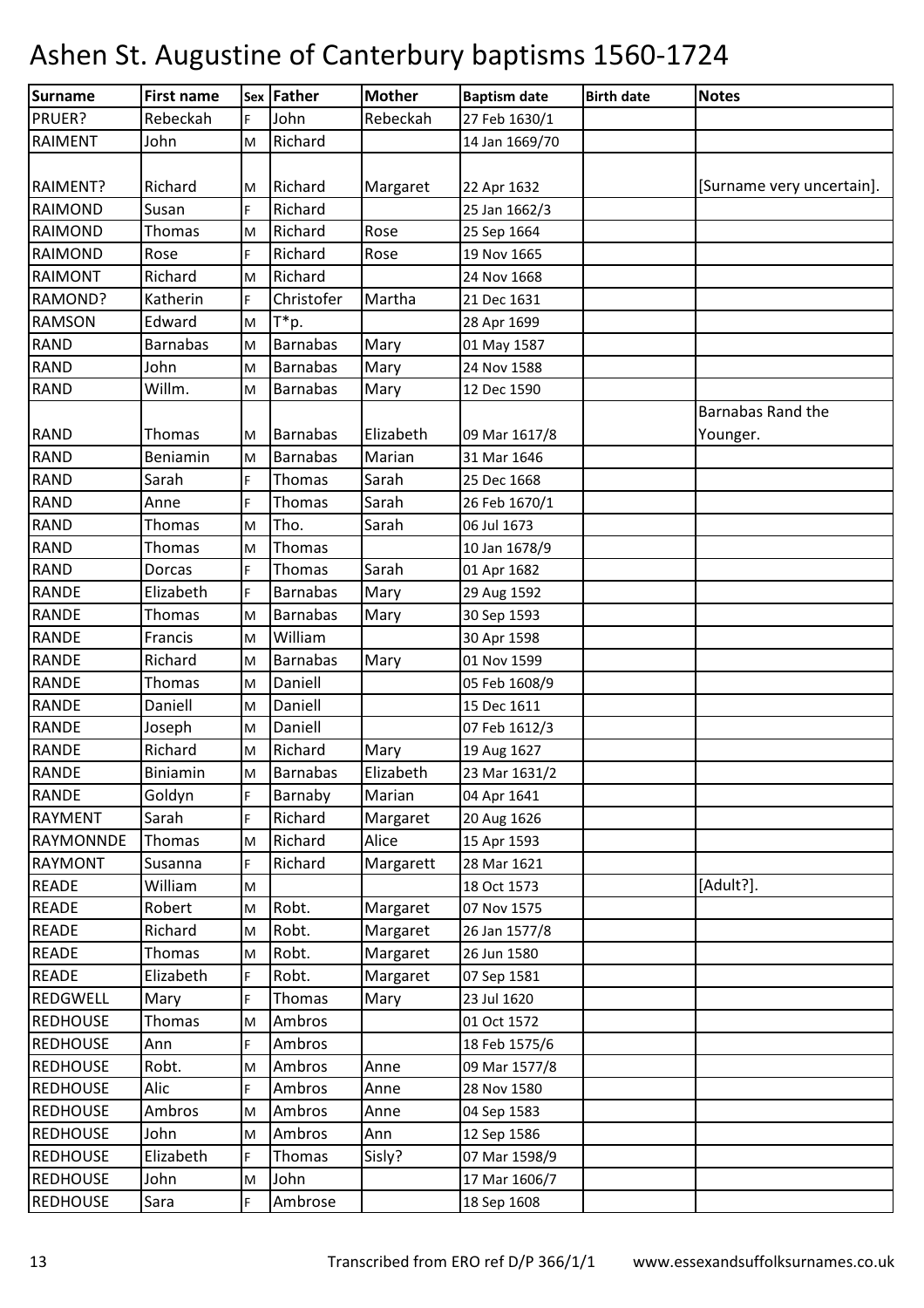# Ashen St. Augustine of Canterbury baptisms 1560-1724

| Surname | First name | Sex | Father | Mother | Baptism date | Birth date | Notes |
|---|---|---|---|---|---|---|---|
| PRUER? | Rebeckah | F | John | Rebeckah | 27 Feb 1630/1 | | |
| RAIMENT | John | M | Richard | | 14 Jan 1669/70 | | |
| RAIMENT? | Richard | M | Richard | Margaret | 22 Apr 1632 | | [Surname very uncertain]. |
| RAIMOND | Susan | F | Richard | | 25 Jan 1662/3 | | |
| RAIMOND | Thomas | M | Richard | Rose | 25 Sep 1664 | | |
| RAIMOND | Rose | F | Richard | Rose | 19 Nov 1665 | | |
| RAIMONT | Richard | M | Richard | | 24 Nov 1668 | | |
| RAMOND? | Katherin | F | Christofer | Martha | 21 Dec 1631 | | |
| RAMSON | Edward | M | T*p. | | 28 Apr 1699 | | |
| RAND | Barnabas | M | Barnabas | Mary | 01 May 1587 | | |
| RAND | John | M | Barnabas | Mary | 24 Nov 1588 | | |
| RAND | Willm. | M | Barnabas | Mary | 12 Dec 1590 | | |
| RAND | Thomas | M | Barnabas | Elizabeth | 09 Mar 1617/8 | | Barnabas Rand the Younger. |
| RAND | Beniamin | M | Barnabas | Marian | 31 Mar 1646 | | |
| RAND | Sarah | F | Thomas | Sarah | 25 Dec 1668 | | |
| RAND | Anne | F | Thomas | Sarah | 26 Feb 1670/1 | | |
| RAND | Thomas | M | Tho. | Sarah | 06 Jul 1673 | | |
| RAND | Thomas | M | Thomas | | 10 Jan 1678/9 | | |
| RAND | Dorcas | F | Thomas | Sarah | 01 Apr 1682 | | |
| RANDE | Elizabeth | F | Barnabas | Mary | 29 Aug 1592 | | |
| RANDE | Thomas | M | Barnabas | Mary | 30 Sep 1593 | | |
| RANDE | Francis | M | William | | 30 Apr 1598 | | |
| RANDE | Richard | M | Barnabas | Mary | 01 Nov 1599 | | |
| RANDE | Thomas | M | Daniell | | 05 Feb 1608/9 | | |
| RANDE | Daniell | M | Daniell | | 15 Dec 1611 | | |
| RANDE | Joseph | M | Daniell | | 07 Feb 1612/3 | | |
| RANDE | Richard | M | Richard | Mary | 19 Aug 1627 | | |
| RANDE | Biniamin | M | Barnabas | Elizabeth | 23 Mar 1631/2 | | |
| RANDE | Goldyn | F | Barnaby | Marian | 04 Apr 1641 | | |
| RAYMENT | Sarah | F | Richard | Margaret | 20 Aug 1626 | | |
| RAYMONNDE | Thomas | M | Richard | Alice | 15 Apr 1593 | | |
| RAYMONT | Susanna | F | Richard | Margarett | 28 Mar 1621 | | |
| READE | William | M | | | 18 Oct 1573 | | [Adult?]. |
| READE | Robert | M | Robt. | Margaret | 07 Nov 1575 | | |
| READE | Richard | M | Robt. | Margaret | 26 Jan 1577/8 | | |
| READE | Thomas | M | Robt. | Margaret | 26 Jun 1580 | | |
| READE | Elizabeth | F | Robt. | Margaret | 07 Sep 1581 | | |
| REDGWELL | Mary | F | Thomas | Mary | 23 Jul 1620 | | |
| REDHOUSE | Thomas | M | Ambros | | 01 Oct 1572 | | |
| REDHOUSE | Ann | F | Ambros | | 18 Feb 1575/6 | | |
| REDHOUSE | Robt. | M | Ambros | Anne | 09 Mar 1577/8 | | |
| REDHOUSE | Alic | F | Ambros | Anne | 28 Nov 1580 | | |
| REDHOUSE | Ambros | M | Ambros | Anne | 04 Sep 1583 | | |
| REDHOUSE | John | M | Ambros | Ann | 12 Sep 1586 | | |
| REDHOUSE | Elizabeth | F | Thomas | Sisly? | 07 Mar 1598/9 | | |
| REDHOUSE | John | M | John | | 17 Mar 1606/7 | | |
| REDHOUSE | Sara | F | Ambrose | | 18 Sep 1608 | | |

Transcribed from ERO ref D/P 366/1/1 www.essexandsuffolksurnames.co.uk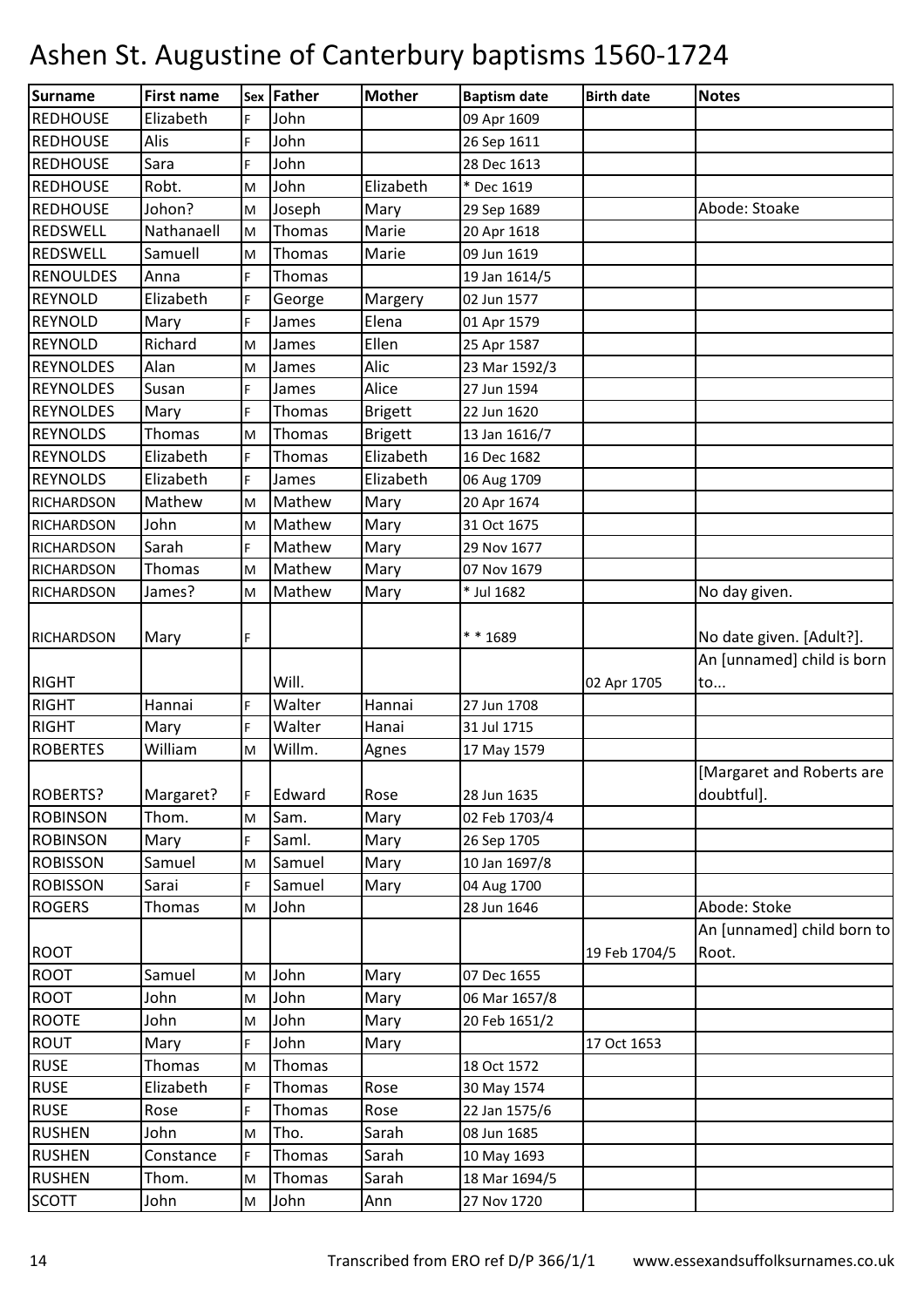# Ashen St. Augustine of Canterbury baptisms 1560-1724

| Surname | First name | Sex | Father | Mother | Baptism date | Birth date | Notes |
|---|---|---|---|---|---|---|---|
| REDHOUSE | Elizabeth | F | John | | 09 Apr 1609 | | |
| REDHOUSE | Alis | F | John | | 26 Sep 1611 | | |
| REDHOUSE | Sara | F | John | | 28 Dec 1613 | | |
| REDHOUSE | Robt. | M | John | Elizabeth | * Dec 1619 | | |
| REDHOUSE | Johon? | M | Joseph | Mary | 29 Sep 1689 | | Abode: Stoake |
| REDSWELL | Nathanaell | M | Thomas | Marie | 20 Apr 1618 | | |
| REDSWELL | Samuell | M | Thomas | Marie | 09 Jun 1619 | | |
| RENOULDES | Anna | F | Thomas | | 19 Jan 1614/5 | | |
| REYNOLD | Elizabeth | F | George | Margery | 02 Jun 1577 | | |
| REYNOLD | Mary | F | James | Elena | 01 Apr 1579 | | |
| REYNOLD | Richard | M | James | Ellen | 25 Apr 1587 | | |
| REYNOLDES | Alan | M | James | Alic | 23 Mar 1592/3 | | |
| REYNOLDES | Susan | F | James | Alice | 27 Jun 1594 | | |
| REYNOLDES | Mary | F | Thomas | Brigett | 22 Jun 1620 | | |
| REYNOLDS | Thomas | M | Thomas | Brigett | 13 Jan 1616/7 | | |
| REYNOLDS | Elizabeth | F | Thomas | Elizabeth | 16 Dec 1682 | | |
| REYNOLDS | Elizabeth | F | James | Elizabeth | 06 Aug 1709 | | |
| RICHARDSON | Mathew | M | Mathew | Mary | 20 Apr 1674 | | |
| RICHARDSON | John | M | Mathew | Mary | 31 Oct 1675 | | |
| RICHARDSON | Sarah | F | Mathew | Mary | 29 Nov 1677 | | |
| RICHARDSON | Thomas | M | Mathew | Mary | 07 Nov 1679 | | |
| RICHARDSON | James? | M | Mathew | Mary | * Jul 1682 | | No day given. |
| RICHARDSON | Mary | F | | | * * 1689 | | No date given. [Adult?]. |
| RIGHT | | | Will. | | | 02 Apr 1705 | An [unnamed] child is born to... |
| RIGHT | Hannai | F | Walter | Hannai | 27 Jun 1708 | | |
| RIGHT | Mary | F | Walter | Hanai | 31 Jul 1715 | | |
| ROBERTES | William | M | Willm. | Agnes | 17 May 1579 | | |
| ROBERTS? | Margaret? | F | Edward | Rose | 28 Jun 1635 | | [Margaret and Roberts are doubtful]. |
| ROBINSON | Thom. | M | Sam. | Mary | 02 Feb 1703/4 | | |
| ROBINSON | Mary | F | Saml. | Mary | 26 Sep 1705 | | |
| ROBISSON | Samuel | M | Samuel | Mary | 10 Jan 1697/8 | | |
| ROBISSON | Sarai | F | Samuel | Mary | 04 Aug 1700 | | |
| ROGERS | Thomas | M | John | | 28 Jun 1646 | | Abode: Stoke |
| ROOT | | | | | | 19 Feb 1704/5 | An [unnamed] child born to Root. |
| ROOT | Samuel | M | John | Mary | 07 Dec 1655 | | |
| ROOT | John | M | John | Mary | 06 Mar 1657/8 | | |
| ROOTE | John | M | John | Mary | 20 Feb 1651/2 | | |
| ROUT | Mary | F | John | Mary | | 17 Oct 1653 | |
| RUSE | Thomas | M | Thomas | | 18 Oct 1572 | | |
| RUSE | Elizabeth | F | Thomas | Rose | 30 May 1574 | | |
| RUSE | Rose | F | Thomas | Rose | 22 Jan 1575/6 | | |
| RUSHEN | John | M | Tho. | Sarah | 08 Jun 1685 | | |
| RUSHEN | Constance | F | Thomas | Sarah | 10 May 1693 | | |
| RUSHEN | Thom. | M | Thomas | Sarah | 18 Mar 1694/5 | | |
| SCOTT | John | M | John | Ann | 27 Nov 1720 | | |

Transcribed from ERO ref D/P 366/1/1 www.essexandsuffolksurnames.co.uk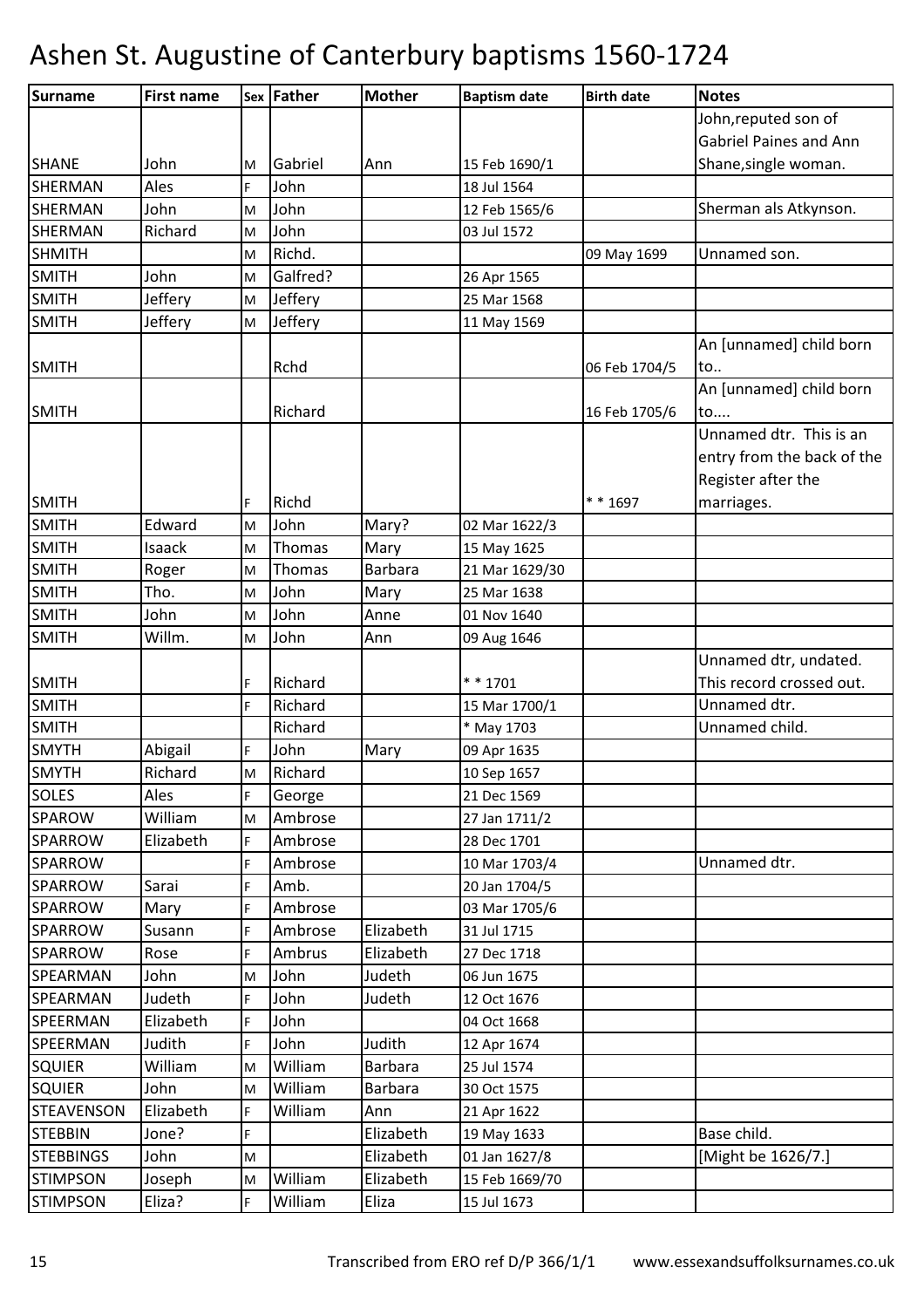# Ashen St. Augustine of Canterbury baptisms 1560-1724

| Surname | First name | Sex | Father | Mother | Baptism date | Birth date | Notes |
|---|---|---|---|---|---|---|---|
| SHANE | John | M | Gabriel | Ann | 15 Feb 1690/1 | | John,reputed son of Gabriel Paines and Ann Shane,single woman. |
| SHERMAN | Ales | F | John | | 18 Jul 1564 | | |
| SHERMAN | John | M | John | | 12 Feb 1565/6 | | Sherman als Atkynson. |
| SHERMAN | Richard | M | John | | 03 Jul 1572 | | |
| SHMITH | | M | Richd. | | | 09 May 1699 | Unnamed son. |
| SMITH | John | M | Galfred? | | 26 Apr 1565 | | |
| SMITH | Jeffery | M | Jeffery | | 25 Mar 1568 | | |
| SMITH | Jeffery | M | Jeffery | | 11 May 1569 | | |
| SMITH | | | Rchd | | | 06 Feb 1704/5 | An [unnamed] child born to.. |
| SMITH | | | Richard | | | 16 Feb 1705/6 | An [unnamed] child born to.... |
| SMITH | | F | Richd | | | * * 1697 | Unnamed dtr. This is an entry from the back of the Register after the marriages. |
| SMITH | Edward | M | John | Mary? | 02 Mar 1622/3 | | |
| SMITH | Isaack | M | Thomas | Mary | 15 May 1625 | | |
| SMITH | Roger | M | Thomas | Barbara | 21 Mar 1629/30 | | |
| SMITH | Tho. | M | John | Mary | 25 Mar 1638 | | |
| SMITH | John | M | John | Anne | 01 Nov 1640 | | |
| SMITH | Willm. | M | John | Ann | 09 Aug 1646 | | |
| SMITH | | F | Richard | | * * 1701 | | Unnamed dtr, undated. This record crossed out. |
| SMITH | | F | Richard | | 15 Mar 1700/1 | | Unnamed dtr. |
| SMITH | | | Richard | | * May 1703 | | Unnamed child. |
| SMYTH | Abigail | F | John | Mary | 09 Apr 1635 | | |
| SMYTH | Richard | M | Richard | | 10 Sep 1657 | | |
| SOLES | Ales | F | George | | 21 Dec 1569 | | |
| SPAROW | William | M | Ambrose | | 27 Jan 1711/2 | | |
| SPARROW | Elizabeth | F | Ambrose | | 28 Dec 1701 | | |
| SPARROW | | F | Ambrose | | 10 Mar 1703/4 | | Unnamed dtr. |
| SPARROW | Sarai | F | Amb. | | 20 Jan 1704/5 | | |
| SPARROW | Mary | F | Ambrose | | 03 Mar 1705/6 | | |
| SPARROW | Susann | F | Ambrose | Elizabeth | 31 Jul 1715 | | |
| SPARROW | Rose | F | Ambrus | Elizabeth | 27 Dec 1718 | | |
| SPEARMAN | John | M | John | Judeth | 06 Jun 1675 | | |
| SPEARMAN | Judeth | F | John | Judeth | 12 Oct 1676 | | |
| SPEERMAN | Elizabeth | F | John | | 04 Oct 1668 | | |
| SPEERMAN | Judith | F | John | Judith | 12 Apr 1674 | | |
| SQUIER | William | M | William | Barbara | 25 Jul 1574 | | |
| SQUIER | John | M | William | Barbara | 30 Oct 1575 | | |
| STEAVENSON | Elizabeth | F | William | Ann | 21 Apr 1622 | | |
| STEBBIN | Jone? | F | | Elizabeth | 19 May 1633 | | Base child. |
| STEBBINGS | John | M | | Elizabeth | 01 Jan 1627/8 | | [Might be 1626/7.] |
| STIMPSON | Joseph | M | William | Elizabeth | 15 Feb 1669/70 | | |
| STIMPSON | Eliza? | F | William | Eliza | 15 Jul 1673 | | |

Transcribed from ERO ref D/P 366/1/1 www.essexandsuffolksurnames.co.uk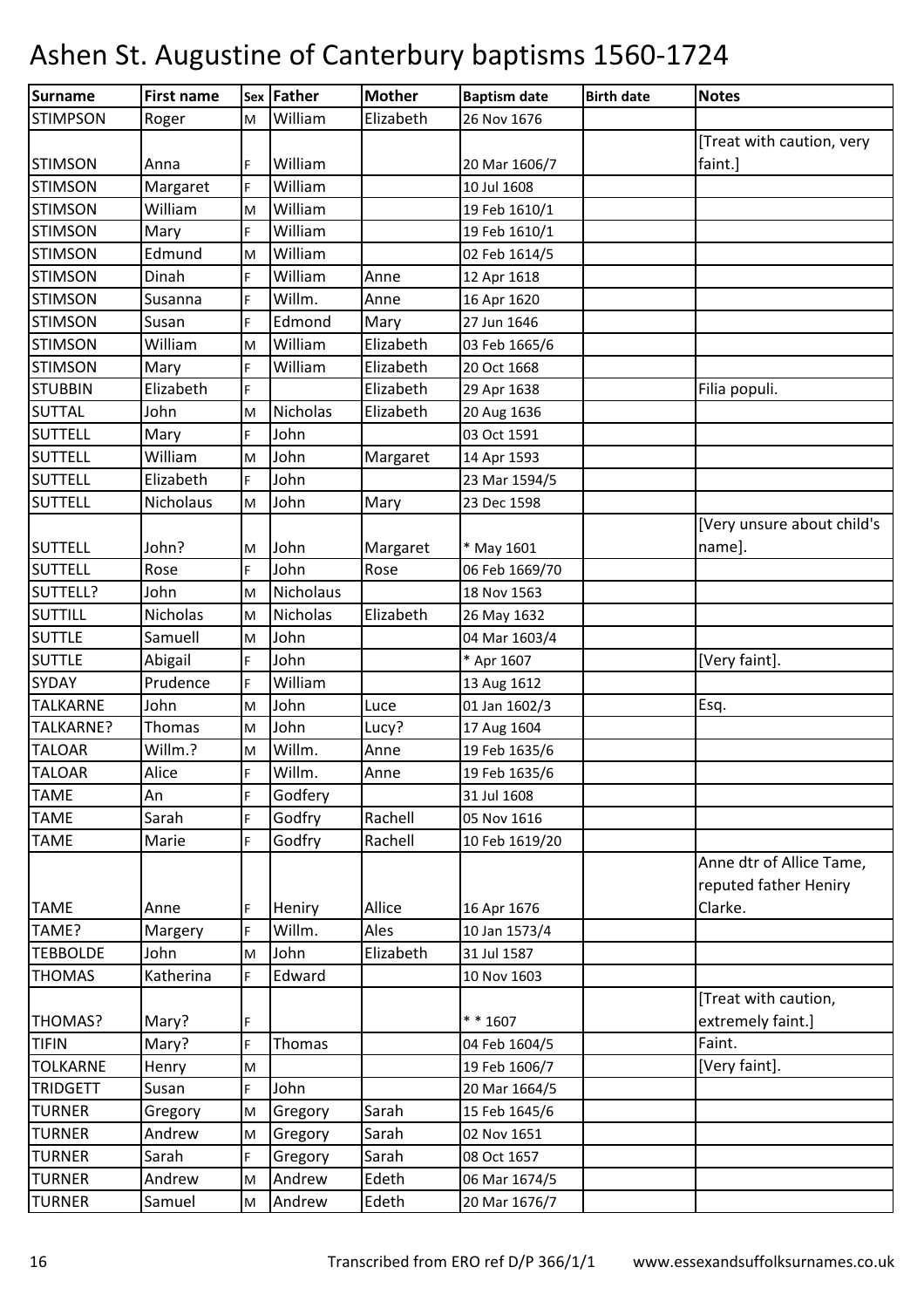# Ashen St. Augustine of Canterbury baptisms 1560-1724

| Surname | First name | Sex | Father | Mother | Baptism date | Birth date | Notes |
|---|---|---|---|---|---|---|---|
| STIMPSON | Roger | M | William | Elizabeth | 26 Nov 1676 | | |
| STIMSON | Anna | F | William | | 20 Mar 1606/7 | | [Treat with caution, very faint.] |
| STIMSON | Margaret | F | William | | 10 Jul 1608 | | |
| STIMSON | William | M | William | | 19 Feb 1610/1 | | |
| STIMSON | Mary | F | William | | 19 Feb 1610/1 | | |
| STIMSON | Edmund | M | William | | 02 Feb 1614/5 | | |
| STIMSON | Dinah | F | William | Anne | 12 Apr 1618 | | |
| STIMSON | Susanna | F | Willm. | Anne | 16 Apr 1620 | | |
| STIMSON | Susan | F | Edmond | Mary | 27 Jun 1646 | | |
| STIMSON | William | M | William | Elizabeth | 03 Feb 1665/6 | | |
| STIMSON | Mary | F | William | Elizabeth | 20 Oct 1668 | | |
| STUBBIN | Elizabeth | F | | Elizabeth | 29 Apr 1638 | | Filia populi. |
| SUTTAL | John | M | Nicholas | Elizabeth | 20 Aug 1636 | | |
| SUTTELL | Mary | F | John | | 03 Oct 1591 | | |
| SUTTELL | William | M | John | Margaret | 14 Apr 1593 | | |
| SUTTELL | Elizabeth | F | John | | 23 Mar 1594/5 | | |
| SUTTELL | Nicholaus | M | John | Mary | 23 Dec 1598 | | |
| SUTTELL | John? | M | John | Margaret | * May 1601 | | [Very unsure about child's name]. |
| SUTTELL | Rose | F | John | Rose | 06 Feb 1669/70 | | |
| SUTTELL? | John | M | Nicholaus | | 18 Nov 1563 | | |
| SUTTILL | Nicholas | M | Nicholas | Elizabeth | 26 May 1632 | | |
| SUTTLE | Samuell | M | John | | 04 Mar 1603/4 | | |
| SUTTLE | Abigail | F | John | | * Apr 1607 | | [Very faint]. |
| SYDAY | Prudence | F | William | | 13 Aug 1612 | | |
| TALKARNE | John | M | John | Luce | 01 Jan 1602/3 | | Esq. |
| TALKARNE? | Thomas | M | John | Lucy? | 17 Aug 1604 | | |
| TALOAR | Willm.? | M | Willm. | Anne | 19 Feb 1635/6 | | |
| TALOAR | Alice | F | Willm. | Anne | 19 Feb 1635/6 | | |
| TAME | An | F | Godfery | | 31 Jul 1608 | | |
| TAME | Sarah | F | Godfry | Rachell | 05 Nov 1616 | | |
| TAME | Marie | F | Godfry | Rachell | 10 Feb 1619/20 | | |
| TAME | Anne | F | Heniry | Allice | 16 Apr 1676 | | Anne dtr of Allice Tame, reputed father Heniry Clarke. |
| TAME? | Margery | F | Willm. | Ales | 10 Jan 1573/4 | | |
| TEBBOLDE | John | M | John | Elizabeth | 31 Jul 1587 | | |
| THOMAS | Katherina | F | Edward | | 10 Nov 1603 | | |
| THOMAS? | Mary? | F | | | * * 1607 | | [Treat with caution, extremely faint.] |
| TIFIN | Mary? | F | Thomas | | 04 Feb 1604/5 | | Faint. |
| TOLKARNE | Henry | M | | | 19 Feb 1606/7 | | [Very faint]. |
| TRIDGETT | Susan | F | John | | 20 Mar 1664/5 | | |
| TURNER | Gregory | M | Gregory | Sarah | 15 Feb 1645/6 | | |
| TURNER | Andrew | M | Gregory | Sarah | 02 Nov 1651 | | |
| TURNER | Sarah | F | Gregory | Sarah | 08 Oct 1657 | | |
| TURNER | Andrew | M | Andrew | Edeth | 06 Mar 1674/5 | | |
| TURNER | Samuel | M | Andrew | Edeth | 20 Mar 1676/7 | | |

Transcribed from ERO ref D/P 366/1/1 www.essexandsuffolksurnames.co.uk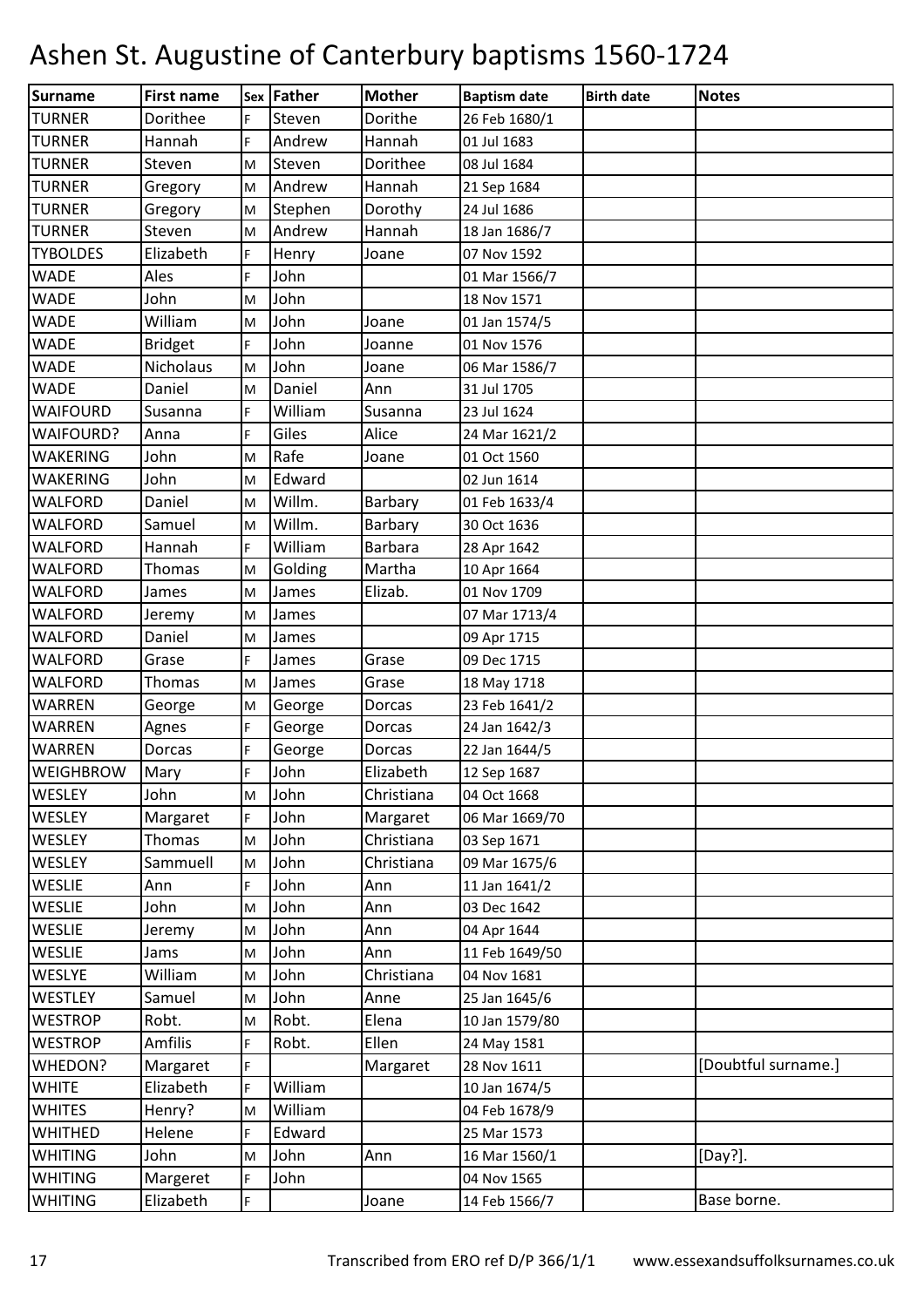# Ashen St. Augustine of Canterbury baptisms 1560-1724

| Surname | First name | Sex | Father | Mother | Baptism date | Birth date | Notes |
|---|---|---|---|---|---|---|---|
| TURNER | Dorithee | F | Steven | Dorithe | 26 Feb 1680/1 | | |
| TURNER | Hannah | F | Andrew | Hannah | 01 Jul 1683 | | |
| TURNER | Steven | M | Steven | Dorithee | 08 Jul 1684 | | |
| TURNER | Gregory | M | Andrew | Hannah | 21 Sep 1684 | | |
| TURNER | Gregory | M | Stephen | Dorothy | 24 Jul 1686 | | |
| TURNER | Steven | M | Andrew | Hannah | 18 Jan 1686/7 | | |
| TYBOLDES | Elizabeth | F | Henry | Joane | 07 Nov 1592 | | |
| WADE | Ales | F | John | | 01 Mar 1566/7 | | |
| WADE | John | M | John | | 18 Nov 1571 | | |
| WADE | William | M | John | Joane | 01 Jan 1574/5 | | |
| WADE | Bridget | F | John | Joanne | 01 Nov 1576 | | |
| WADE | Nicholaus | M | John | Joane | 06 Mar 1586/7 | | |
| WADE | Daniel | M | Daniel | Ann | 31 Jul 1705 | | |
| WAIFOURD | Susanna | F | William | Susanna | 23 Jul 1624 | | |
| WAIFOURD? | Anna | F | Giles | Alice | 24 Mar 1621/2 | | |
| WAKERING | John | M | Rafe | Joane | 01 Oct 1560 | | |
| WAKERING | John | M | Edward | | 02 Jun 1614 | | |
| WALFORD | Daniel | M | Willm. | Barbary | 01 Feb 1633/4 | | |
| WALFORD | Samuel | M | Willm. | Barbary | 30 Oct 1636 | | |
| WALFORD | Hannah | F | William | Barbara | 28 Apr 1642 | | |
| WALFORD | Thomas | M | Golding | Martha | 10 Apr 1664 | | |
| WALFORD | James | M | James | Elizab. | 01 Nov 1709 | | |
| WALFORD | Jeremy | M | James | | 07 Mar 1713/4 | | |
| WALFORD | Daniel | M | James | | 09 Apr 1715 | | |
| WALFORD | Grase | F | James | Grase | 09 Dec 1715 | | |
| WALFORD | Thomas | M | James | Grase | 18 May 1718 | | |
| WARREN | George | M | George | Dorcas | 23 Feb 1641/2 | | |
| WARREN | Agnes | F | George | Dorcas | 24 Jan 1642/3 | | |
| WARREN | Dorcas | F | George | Dorcas | 22 Jan 1644/5 | | |
| WEIGHBROW | Mary | F | John | Elizabeth | 12 Sep 1687 | | |
| WESLEY | John | M | John | Christiana | 04 Oct 1668 | | |
| WESLEY | Margaret | F | John | Margaret | 06 Mar 1669/70 | | |
| WESLEY | Thomas | M | John | Christiana | 03 Sep 1671 | | |
| WESLEY | Sammuell | M | John | Christiana | 09 Mar 1675/6 | | |
| WESLIE | Ann | F | John | Ann | 11 Jan 1641/2 | | |
| WESLIE | John | M | John | Ann | 03 Dec 1642 | | |
| WESLIE | Jeremy | M | John | Ann | 04 Apr 1644 | | |
| WESLIE | Jams | M | John | Ann | 11 Feb 1649/50 | | |
| WESLYE | William | M | John | Christiana | 04 Nov 1681 | | |
| WESTLEY | Samuel | M | John | Anne | 25 Jan 1645/6 | | |
| WESTROP | Robt. | M | Robt. | Elena | 10 Jan 1579/80 | | |
| WESTROP | Amfilis | F | Robt. | Ellen | 24 May 1581 | | |
| WHEDON? | Margaret | F | | Margaret | 28 Nov 1611 | | [Doubtful surname.] |
| WHITE | Elizabeth | F | William | | 10 Jan 1674/5 | | |
| WHITES | Henry? | M | William | | 04 Feb 1678/9 | | |
| WHITHED | Helene | F | Edward | | 25 Mar 1573 | | |
| WHITING | John | M | John | Ann | 16 Mar 1560/1 | | [Day?]. |
| WHITING | Margeret | F | John | | 04 Nov 1565 | | |
| WHITING | Elizabeth | F | | Joane | 14 Feb 1566/7 | | Base borne. |

Transcribed from ERO ref D/P 366/1/1 www.essexandsuffolksurnames.co.uk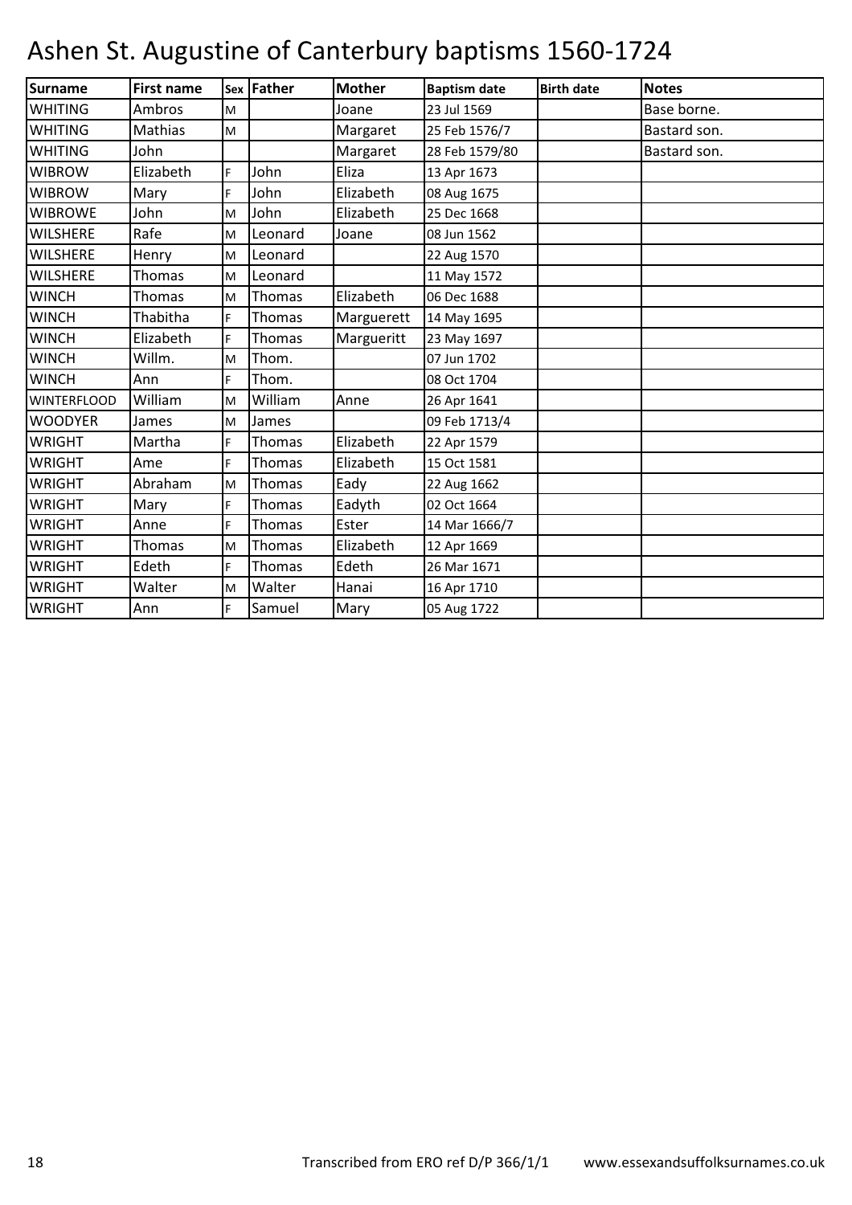# Ashen St. Augustine of Canterbury baptisms 1560-1724

| Surname | First name | Sex | Father | Mother | Baptism date | Birth date | Notes |
|---|---|---|---|---|---|---|---|
| WHITING | Ambros | M | | Joane | 23 Jul 1569 | | Base borne. |
| WHITING | Mathias | M | | Margaret | 25 Feb 1576/7 | | Bastard son. |
| WHITING | John | | | Margaret | 28 Feb 1579/80 | | Bastard son. |
| WIBROW | Elizabeth | F | John | Eliza | 13 Apr 1673 | | |
| WIBROW | Mary | F | John | Elizabeth | 08 Aug 1675 | | |
| WIBROWE | John | M | John | Elizabeth | 25 Dec 1668 | | |
| WILSHERE | Rafe | M | Leonard | Joane | 08 Jun 1562 | | |
| WILSHERE | Henry | M | Leonard | | 22 Aug 1570 | | |
| WILSHERE | Thomas | M | Leonard | | 11 May 1572 | | |
| WINCH | Thomas | M | Thomas | Elizabeth | 06 Dec 1688 | | |
| WINCH | Thabitha | F | Thomas | Marguerett | 14 May 1695 | | |
| WINCH | Elizabeth | F | Thomas | Margueritt | 23 May 1697 | | |
| WINCH | Willm. | M | Thom. | | 07 Jun 1702 | | |
| WINCH | Ann | F | Thom. | | 08 Oct 1704 | | |
| WINTERFLOOD | William | M | William | Anne | 26 Apr 1641 | | |
| WOODYER | James | M | James | | 09 Feb 1713/4 | | |
| WRIGHT | Martha | F | Thomas | Elizabeth | 22 Apr 1579 | | |
| WRIGHT | Ame | F | Thomas | Elizabeth | 15 Oct 1581 | | |
| WRIGHT | Abraham | M | Thomas | Eady | 22 Aug 1662 | | |
| WRIGHT | Mary | F | Thomas | Eadyth | 02 Oct 1664 | | |
| WRIGHT | Anne | F | Thomas | Ester | 14 Mar 1666/7 | | |
| WRIGHT | Thomas | M | Thomas | Elizabeth | 12 Apr 1669 | | |
| WRIGHT | Edeth | F | Thomas | Edeth | 26 Mar 1671 | | |
| WRIGHT | Walter | M | Walter | Hanai | 16 Apr 1710 | | |
| WRIGHT | Ann | F | Samuel | Mary | 05 Aug 1722 | | |

Transcribed from ERO ref D/P 366/1/1    www.essexandsuffolksurnames.co.uk